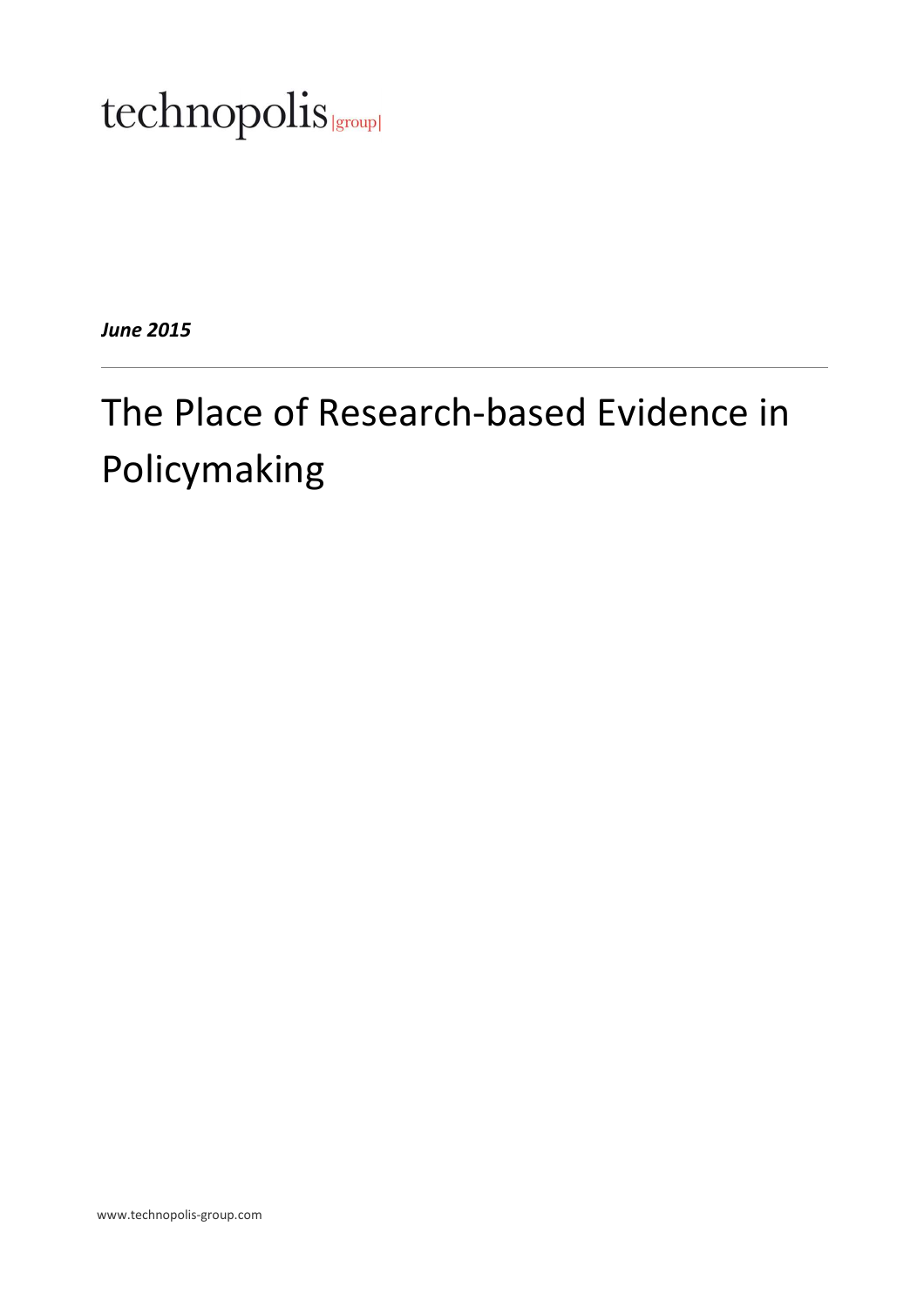technopolis |group|

***June 2015***

---

# The Place of Research-based Evidence in Policymaking

www.technopolis-group.com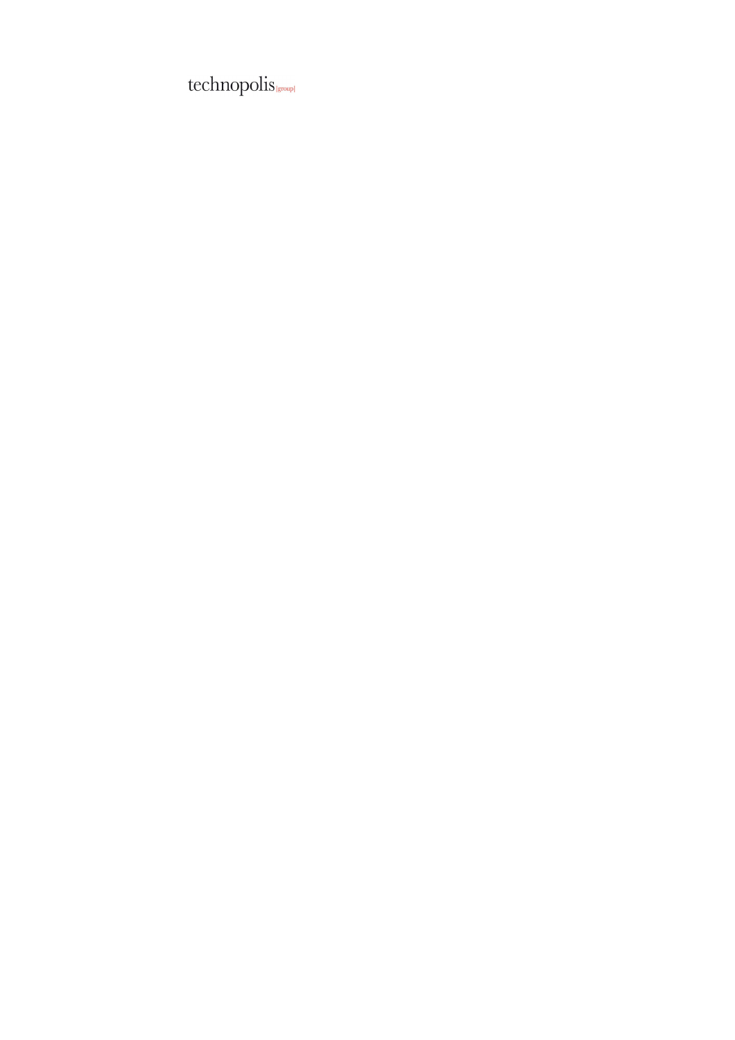technopolis |group|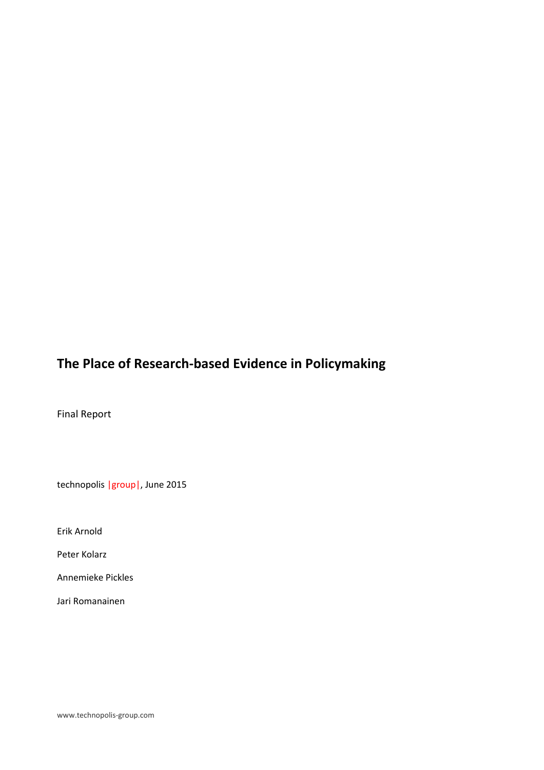# The Place of Research-based Evidence in Policymaking

Final Report

technopolis |group|, June 2015

Erik Arnold

Peter Kolarz

Annemieke Pickles

Jari Romanainen

www.technopolis-group.com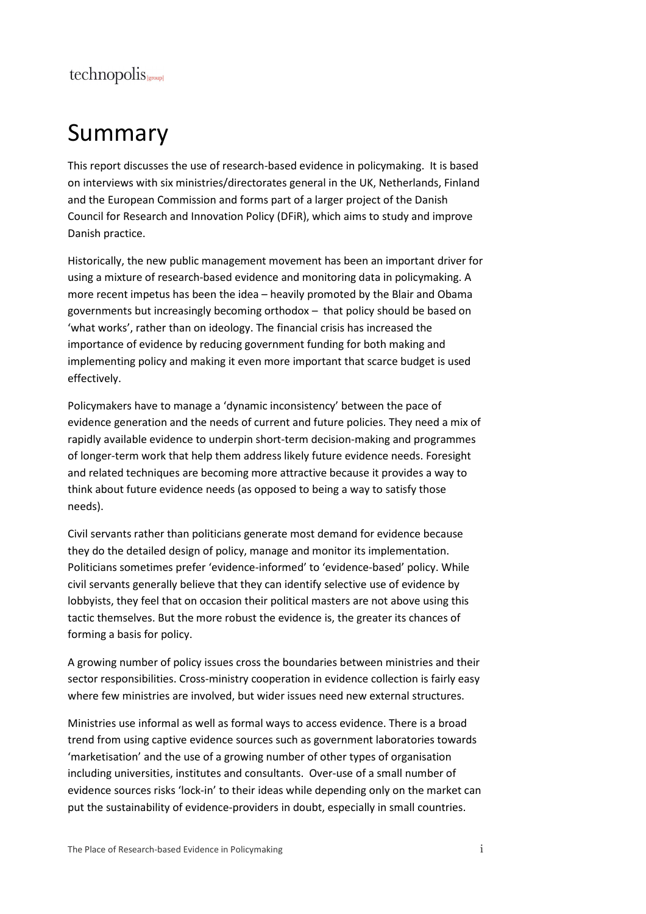# Summary

This report discusses the use of research-based evidence in policymaking. It is based on interviews with six ministries/directorates general in the UK, Netherlands, Finland and the European Commission and forms part of a larger project of the Danish Council for Research and Innovation Policy (DFiR), which aims to study and improve Danish practice.

Historically, the new public management movement has been an important driver for using a mixture of research-based evidence and monitoring data in policymaking. A more recent impetus has been the idea – heavily promoted by the Blair and Obama governments but increasingly becoming orthodox – that policy should be based on 'what works', rather than on ideology. The financial crisis has increased the importance of evidence by reducing government funding for both making and implementing policy and making it even more important that scarce budget is used effectively.

Policymakers have to manage a 'dynamic inconsistency' between the pace of evidence generation and the needs of current and future policies. They need a mix of rapidly available evidence to underpin short-term decision-making and programmes of longer-term work that help them address likely future evidence needs. Foresight and related techniques are becoming more attractive because it provides a way to think about future evidence needs (as opposed to being a way to satisfy those needs).

Civil servants rather than politicians generate most demand for evidence because they do the detailed design of policy, manage and monitor its implementation. Politicians sometimes prefer 'evidence-informed' to 'evidence-based' policy. While civil servants generally believe that they can identify selective use of evidence by lobbyists, they feel that on occasion their political masters are not above using this tactic themselves. But the more robust the evidence is, the greater its chances of forming a basis for policy.

A growing number of policy issues cross the boundaries between ministries and their sector responsibilities. Cross-ministry cooperation in evidence collection is fairly easy where few ministries are involved, but wider issues need new external structures.

Ministries use informal as well as formal ways to access evidence. There is a broad trend from using captive evidence sources such as government laboratories towards 'marketisation' and the use of a growing number of other types of organisation including universities, institutes and consultants. Over-use of a small number of evidence sources risks 'lock-in' to their ideas while depending only on the market can put the sustainability of evidence-providers in doubt, especially in small countries.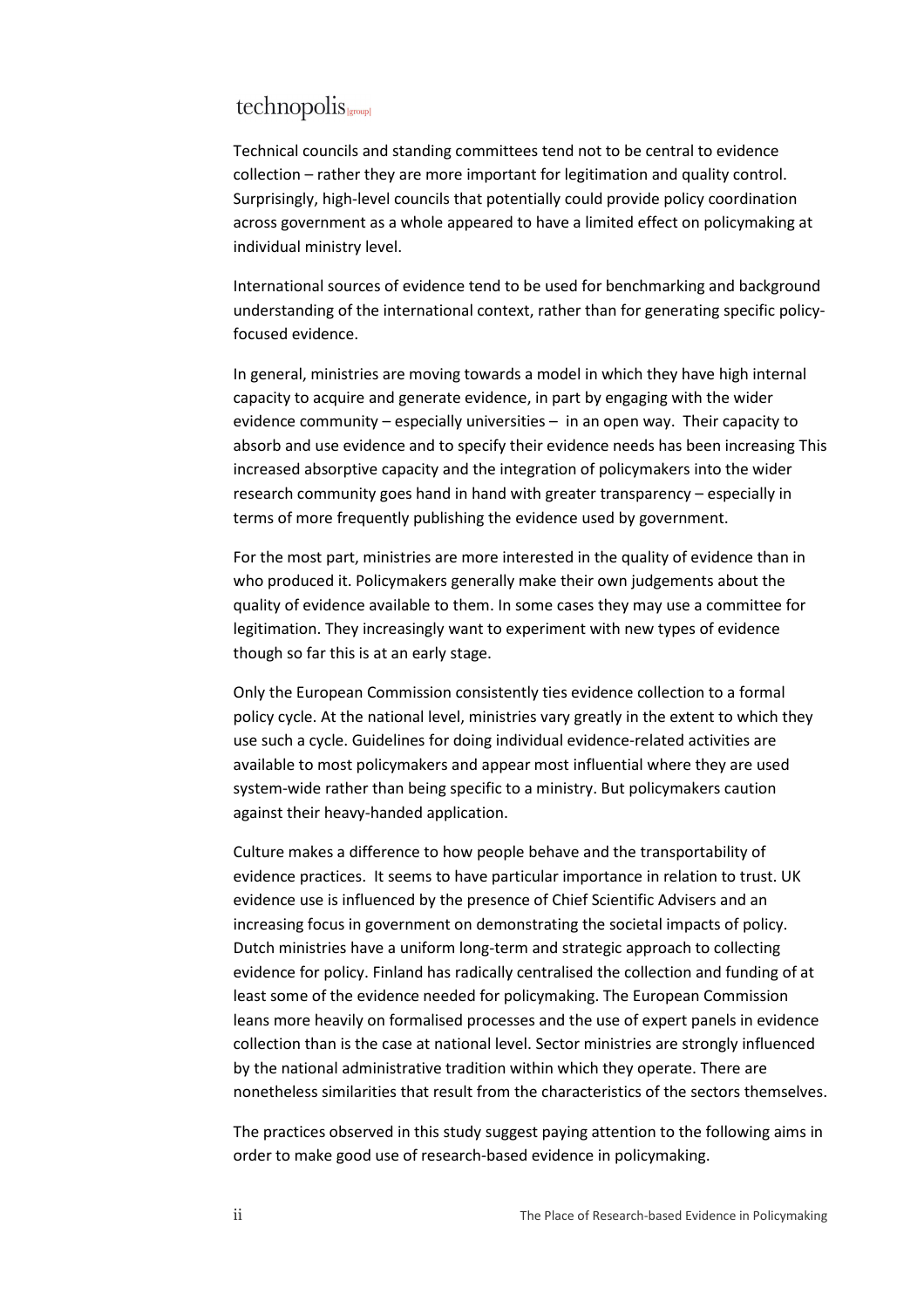Technical councils and standing committees tend not to be central to evidence collection – rather they are more important for legitimation and quality control. Surprisingly, high-level councils that potentially could provide policy coordination across government as a whole appeared to have a limited effect on policymaking at individual ministry level.

International sources of evidence tend to be used for benchmarking and background understanding of the international context, rather than for generating specific policy-focused evidence.

In general, ministries are moving towards a model in which they have high internal capacity to acquire and generate evidence, in part by engaging with the wider evidence community – especially universities – in an open way. Their capacity to absorb and use evidence and to specify their evidence needs has been increasing This increased absorptive capacity and the integration of policymakers into the wider research community goes hand in hand with greater transparency – especially in terms of more frequently publishing the evidence used by government.

For the most part, ministries are more interested in the quality of evidence than in who produced it. Policymakers generally make their own judgements about the quality of evidence available to them. In some cases they may use a committee for legitimation. They increasingly want to experiment with new types of evidence though so far this is at an early stage.

Only the European Commission consistently ties evidence collection to a formal policy cycle. At the national level, ministries vary greatly in the extent to which they use such a cycle. Guidelines for doing individual evidence-related activities are available to most policymakers and appear most influential where they are used system-wide rather than being specific to a ministry. But policymakers caution against their heavy-handed application.

Culture makes a difference to how people behave and the transportability of evidence practices. It seems to have particular importance in relation to trust. UK evidence use is influenced by the presence of Chief Scientific Advisers and an increasing focus in government on demonstrating the societal impacts of policy. Dutch ministries have a uniform long-term and strategic approach to collecting evidence for policy. Finland has radically centralised the collection and funding of at least some of the evidence needed for policymaking. The European Commission leans more heavily on formalised processes and the use of expert panels in evidence collection than is the case at national level. Sector ministries are strongly influenced by the national administrative tradition within which they operate. There are nonetheless similarities that result from the characteristics of the sectors themselves.

The practices observed in this study suggest paying attention to the following aims in order to make good use of research-based evidence in policymaking.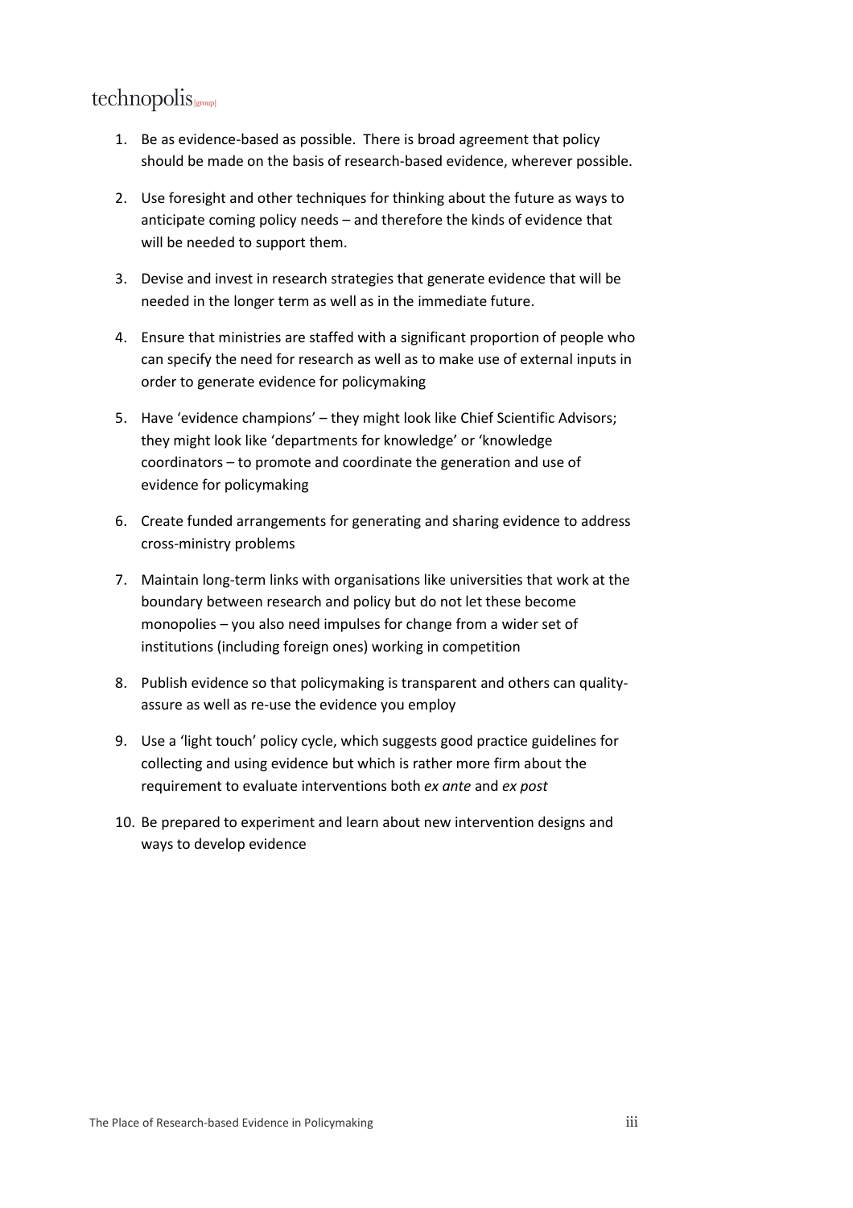1. Be as evidence-based as possible. There is broad agreement that policy should be made on the basis of research-based evidence, wherever possible.
2. Use foresight and other techniques for thinking about the future as ways to anticipate coming policy needs – and therefore the kinds of evidence that will be needed to support them.
3. Devise and invest in research strategies that generate evidence that will be needed in the longer term as well as in the immediate future.
4. Ensure that ministries are staffed with a significant proportion of people who can specify the need for research as well as to make use of external inputs in order to generate evidence for policymaking
5. Have 'evidence champions' – they might look like Chief Scientific Advisors; they might look like 'departments for knowledge' or 'knowledge coordinators – to promote and coordinate the generation and use of evidence for policymaking
6. Create funded arrangements for generating and sharing evidence to address cross-ministry problems
7. Maintain long-term links with organisations like universities that work at the boundary between research and policy but do not let these become monopolies – you also need impulses for change from a wider set of institutions (including foreign ones) working in competition
8. Publish evidence so that policymaking is transparent and others can quality-assure as well as re-use the evidence you employ
9. Use a 'light touch' policy cycle, which suggests good practice guidelines for collecting and using evidence but which is rather more firm about the requirement to evaluate interventions both *ex ante* and *ex post*
10. Be prepared to experiment and learn about new intervention designs and ways to develop evidence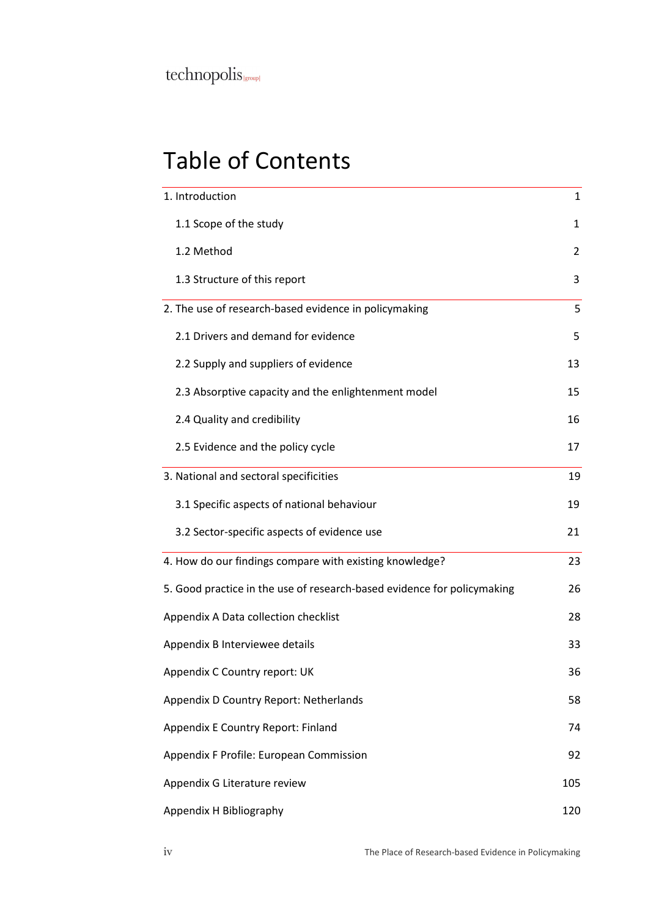# Table of Contents

| | |
|---|---|
| 1. Introduction | 1 |
| 1.1 Scope of the study | 1 |
| 1.2 Method | 2 |
| 1.3 Structure of this report | 3 |
| 2. The use of research-based evidence in policymaking | 5 |
| 2.1 Drivers and demand for evidence | 5 |
| 2.2 Supply and suppliers of evidence | 13 |
| 2.3 Absorptive capacity and the enlightenment model | 15 |
| 2.4 Quality and credibility | 16 |
| 2.5 Evidence and the policy cycle | 17 |
| 3. National and sectoral specificities | 19 |
| 3.1 Specific aspects of national behaviour | 19 |
| 3.2 Sector-specific aspects of evidence use | 21 |
| 4. How do our findings compare with existing knowledge? | 23 |
| 5. Good practice in the use of research-based evidence for policymaking | 26 |
| Appendix A Data collection checklist | 28 |
| Appendix B Interviewee details | 33 |
| Appendix C Country report: UK | 36 |
| Appendix D Country Report: Netherlands | 58 |
| Appendix E Country Report: Finland | 74 |
| Appendix F Profile: European Commission | 92 |
| Appendix G Literature review | 105 |
| Appendix H Bibliography | 120 |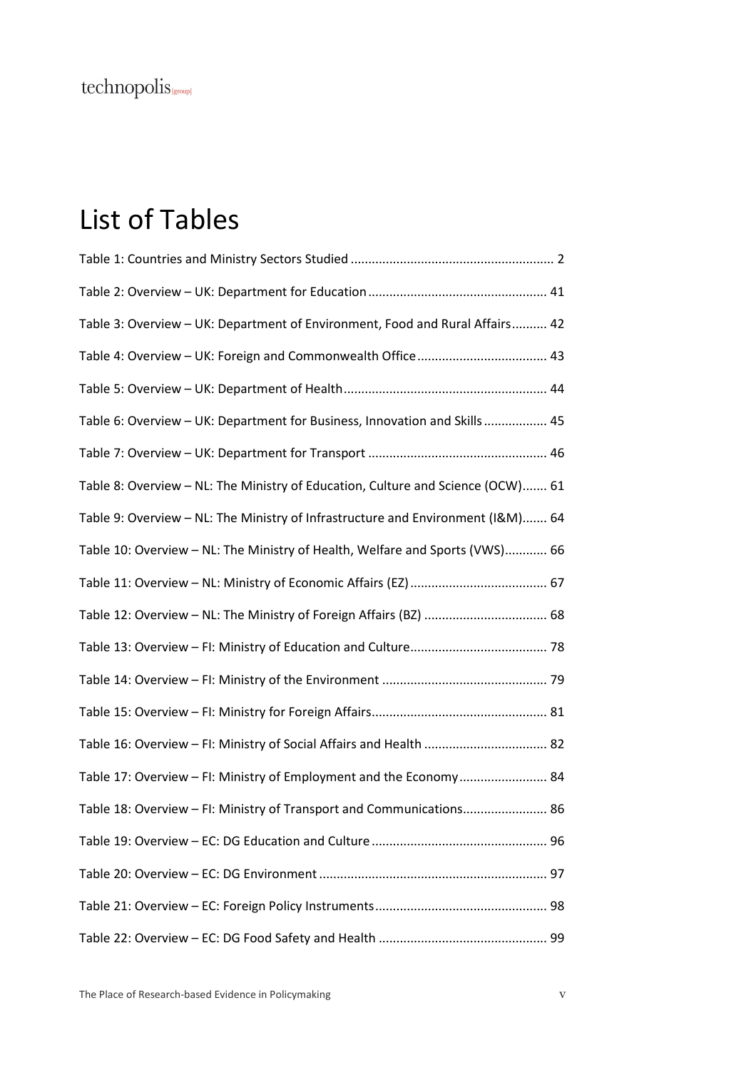# List of Tables

Table 1: Countries and Ministry Sectors Studied ........................................................ 2

Table 2: Overview – UK: Department for Education .................................................. 41

Table 3: Overview – UK: Department of Environment, Food and Rural Affairs.......... 42

Table 4: Overview – UK: Foreign and Commonwealth Office ..................................... 43

Table 5: Overview – UK: Department of Health ......................................................... 44

Table 6: Overview – UK: Department for Business, Innovation and Skills .................. 45

Table 7: Overview – UK: Department for Transport .................................................. 46

Table 8: Overview – NL: The Ministry of Education, Culture and Science (OCW)....... 61

Table 9: Overview – NL: The Ministry of Infrastructure and Environment (I&M)....... 64

Table 10: Overview – NL: The Ministry of Health, Welfare and Sports (VWS)............ 66

Table 11: Overview – NL: Ministry of Economic Affairs (EZ) ....................................... 67

Table 12: Overview – NL: The Ministry of Foreign Affairs (BZ) ................................... 68

Table 13: Overview – FI: Ministry of Education and Culture....................................... 78

Table 14: Overview – FI: Ministry of the Environment ............................................... 79

Table 15: Overview – FI: Ministry for Foreign Affairs.................................................. 81

Table 16: Overview – FI: Ministry of Social Affairs and Health ................................... 82

Table 17: Overview – FI: Ministry of Employment and the Economy ......................... 84

Table 18: Overview – FI: Ministry of Transport and Communications........................ 86

Table 19: Overview – EC: DG Education and Culture .................................................. 96

Table 20: Overview – EC: DG Environment ................................................................ 97

Table 21: Overview – EC: Foreign Policy Instruments................................................. 98

Table 22: Overview – EC: DG Food Safety and Health ................................................ 99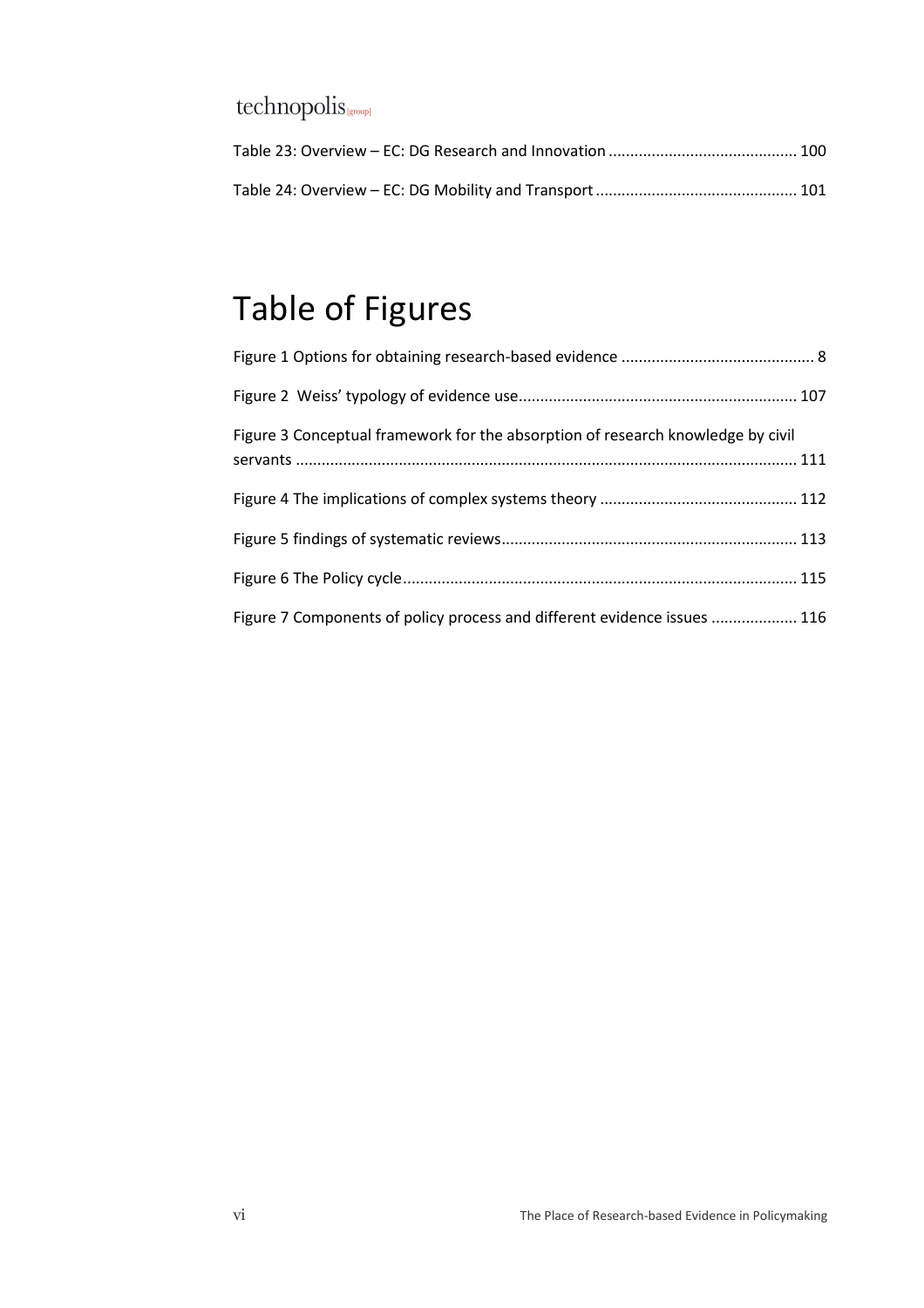Table 23: Overview – EC: DG Research and Innovation ........................................... 100

Table 24: Overview – EC: DG Mobility and Transport .............................................. 101

# Table of Figures

Figure 1 Options for obtaining research-based evidence ............................................ 8

Figure 2 Weiss' typology of evidence use................................................................ 107

Figure 3 Conceptual framework for the absorption of research knowledge by civil servants ................................................................................................................... 111

Figure 4 The implications of complex systems theory ............................................. 112

Figure 5 findings of systematic reviews.................................................................... 113

Figure 6 The Policy cycle........................................................................................... 115

Figure 7 Components of policy process and different evidence issues .................... 116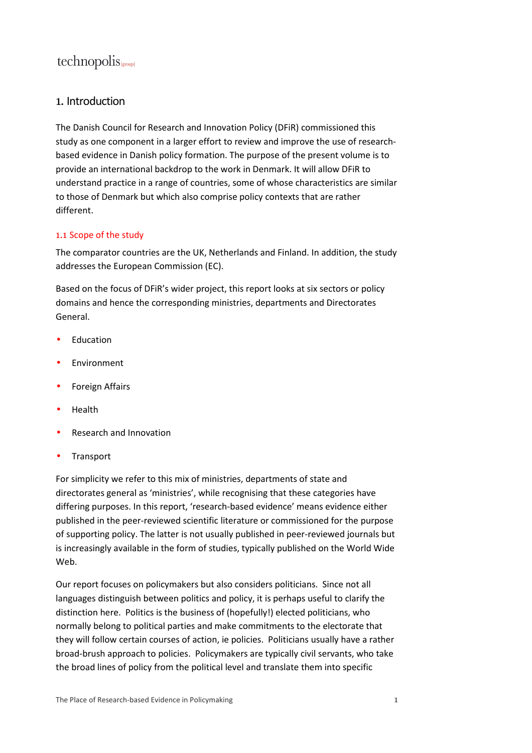# 1. Introduction

The Danish Council for Research and Innovation Policy (DFiR) commissioned this study as one component in a larger effort to review and improve the use of research-based evidence in Danish policy formation. The purpose of the present volume is to provide an international backdrop to the work in Denmark. It will allow DFiR to understand practice in a range of countries, some of whose characteristics are similar to those of Denmark but which also comprise policy contexts that are rather different.

## 1.1 Scope of the study

The comparator countries are the UK, Netherlands and Finland. In addition, the study addresses the European Commission (EC).

Based on the focus of DFiR's wider project, this report looks at six sectors or policy domains and hence the corresponding ministries, departments and Directorates General.

- Education
- Environment
- Foreign Affairs
- Health
- Research and Innovation
- Transport

For simplicity we refer to this mix of ministries, departments of state and directorates general as 'ministries', while recognising that these categories have differing purposes. In this report, 'research-based evidence' means evidence either published in the peer-reviewed scientific literature or commissioned for the purpose of supporting policy. The latter is not usually published in peer-reviewed journals but is increasingly available in the form of studies, typically published on the World Wide Web.

Our report focuses on policymakers but also considers politicians. Since not all languages distinguish between politics and policy, it is perhaps useful to clarify the distinction here. Politics is the business of (hopefully!) elected politicians, who normally belong to political parties and make commitments to the electorate that they will follow certain courses of action, ie policies. Politicians usually have a rather broad-brush approach to policies. Policymakers are typically civil servants, who take the broad lines of policy from the political level and translate them into specific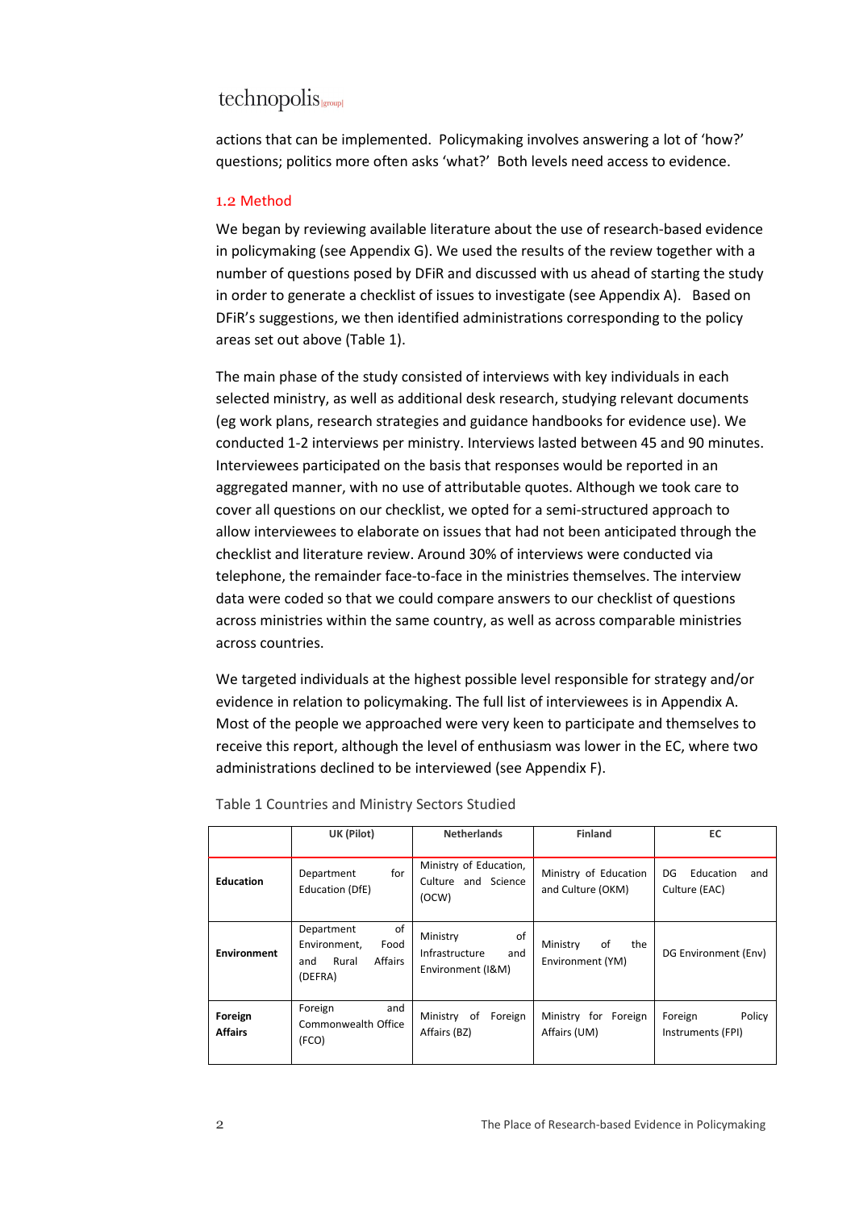actions that can be implemented. Policymaking involves answering a lot of 'how?' questions; politics more often asks 'what?' Both levels need access to evidence.

## 1.2 Method

We began by reviewing available literature about the use of research-based evidence in policymaking (see Appendix G). We used the results of the review together with a number of questions posed by DFiR and discussed with us ahead of starting the study in order to generate a checklist of issues to investigate (see Appendix A). Based on DFiR's suggestions, we then identified administrations corresponding to the policy areas set out above (Table 1).

The main phase of the study consisted of interviews with key individuals in each selected ministry, as well as additional desk research, studying relevant documents (eg work plans, research strategies and guidance handbooks for evidence use). We conducted 1-2 interviews per ministry. Interviews lasted between 45 and 90 minutes. Interviewees participated on the basis that responses would be reported in an aggregated manner, with no use of attributable quotes. Although we took care to cover all questions on our checklist, we opted for a semi-structured approach to allow interviewees to elaborate on issues that had not been anticipated through the checklist and literature review. Around 30% of interviews were conducted via telephone, the remainder face-to-face in the ministries themselves. The interview data were coded so that we could compare answers to our checklist of questions across ministries within the same country, as well as across comparable ministries across countries.

We targeted individuals at the highest possible level responsible for strategy and/or evidence in relation to policymaking. The full list of interviewees is in Appendix A. Most of the people we approached were very keen to participate and themselves to receive this report, although the level of enthusiasm was lower in the EC, where two administrations declined to be interviewed (see Appendix F).

Table 1 Countries and Ministry Sectors Studied

| | UK (Pilot) | Netherlands | Finland | EC |
|---|---|---|---|---|
| **Education** | Department for Education (DfE) | Ministry of Education, Culture and Science (OCW) | Ministry of Education and Culture (OKM) | DG Education and Culture (EAC) |
| **Environment** | Department of Environment, Food and Rural Affairs (DEFRA) | Ministry of Infrastructure and Environment (I&M) | Ministry of the Environment (YM) | DG Environment (Env) |
| **Foreign Affairs** | Foreign and Commonwealth Office (FCO) | Ministry of Foreign Affairs (BZ) | Ministry for Foreign Affairs (UM) | Foreign Policy Instruments (FPI) |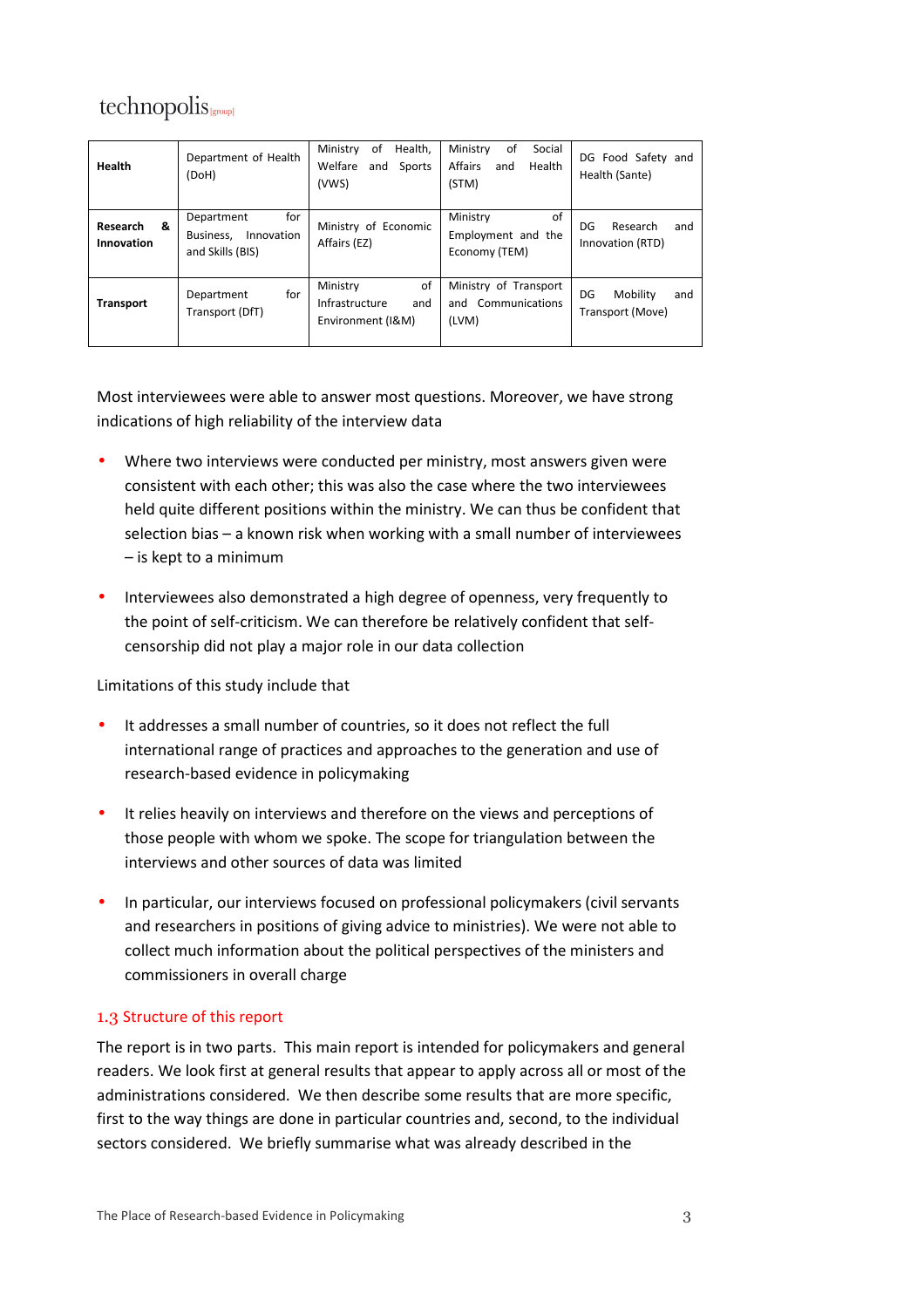| **Health** | Department of Health (DoH) | Ministry of Health, Welfare and Sports (VWS) | Ministry of Social Affairs and Health (STM) | DG Food Safety and Health (Sante) |
|---|---|---|---|---|
| **Research & Innovation** | Department for Business, Innovation and Skills (BIS) | Ministry of Economic Affairs (EZ) | Ministry of Employment and the Economy (TEM) | DG Research and Innovation (RTD) |
| **Transport** | Department for Transport (DfT) | Ministry of Infrastructure and Environment (I&M) | Ministry of Transport and Communications (LVM) | DG Mobility and Transport (Move) |

Most interviewees were able to answer most questions. Moreover, we have strong indications of high reliability of the interview data

- Where two interviews were conducted per ministry, most answers given were consistent with each other; this was also the case where the two interviewees held quite different positions within the ministry. We can thus be confident that selection bias – a known risk when working with a small number of interviewees – is kept to a minimum
- Interviewees also demonstrated a high degree of openness, very frequently to the point of self-criticism. We can therefore be relatively confident that self-censorship did not play a major role in our data collection

Limitations of this study include that

- It addresses a small number of countries, so it does not reflect the full international range of practices and approaches to the generation and use of research-based evidence in policymaking
- It relies heavily on interviews and therefore on the views and perceptions of those people with whom we spoke. The scope for triangulation between the interviews and other sources of data was limited
- In particular, our interviews focused on professional policymakers (civil servants and researchers in positions of giving advice to ministries). We were not able to collect much information about the political perspectives of the ministers and commissioners in overall charge

## 1.3 Structure of this report

The report is in two parts. This main report is intended for policymakers and general readers. We look first at general results that appear to apply across all or most of the administrations considered. We then describe some results that are more specific, first to the way things are done in particular countries and, second, to the individual sectors considered. We briefly summarise what was already described in the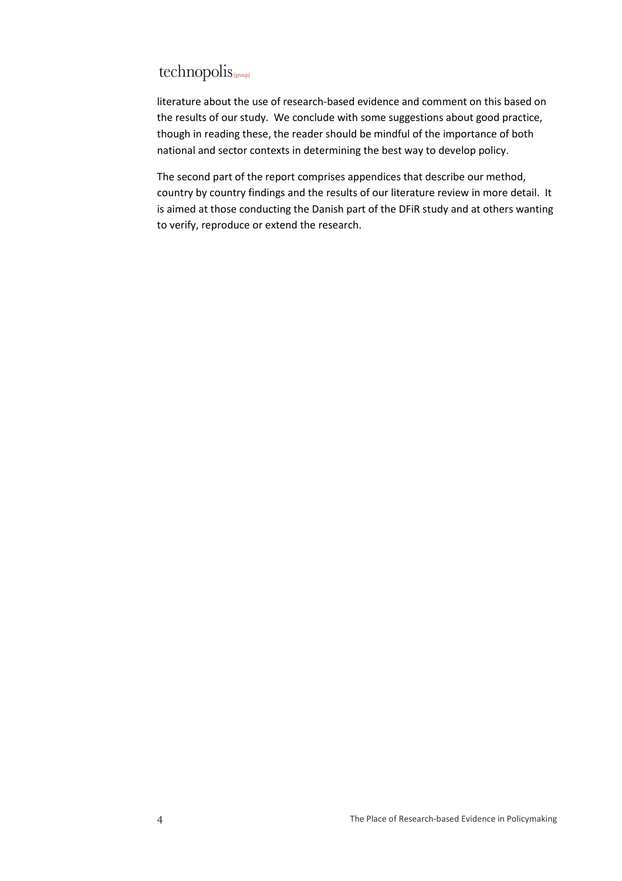literature about the use of research-based evidence and comment on this based on the results of our study. We conclude with some suggestions about good practice, though in reading these, the reader should be mindful of the importance of both national and sector contexts in determining the best way to develop policy.

The second part of the report comprises appendices that describe our method, country by country findings and the results of our literature review in more detail. It is aimed at those conducting the Danish part of the DFiR study and at others wanting to verify, reproduce or extend the research.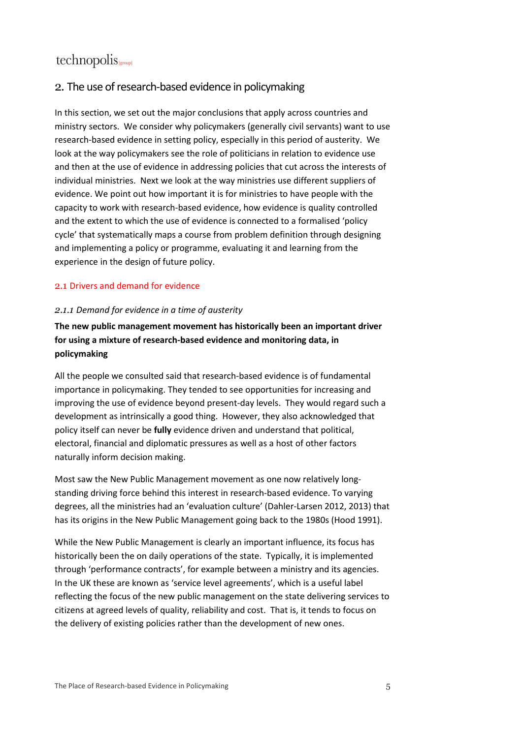## 2. The use of research-based evidence in policymaking

In this section, we set out the major conclusions that apply across countries and ministry sectors. We consider why policymakers (generally civil servants) want to use research-based evidence in setting policy, especially in this period of austerity. We look at the way policymakers see the role of politicians in relation to evidence use and then at the use of evidence in addressing policies that cut across the interests of individual ministries. Next we look at the way ministries use different suppliers of evidence. We point out how important it is for ministries to have people with the capacity to work with research-based evidence, how evidence is quality controlled and the extent to which the use of evidence is connected to a formalised 'policy cycle' that systematically maps a course from problem definition through designing and implementing a policy or programme, evaluating it and learning from the experience in the design of future policy.

### 2.1 Drivers and demand for evidence

#### *2.1.1 Demand for evidence in a time of austerity*

**The new public management movement has historically been an important driver for using a mixture of research-based evidence and monitoring data, in policymaking**

All the people we consulted said that research-based evidence is of fundamental importance in policymaking. They tended to see opportunities for increasing and improving the use of evidence beyond present-day levels. They would regard such a development as intrinsically a good thing. However, they also acknowledged that policy itself can never be **fully** evidence driven and understand that political, electoral, financial and diplomatic pressures as well as a host of other factors naturally inform decision making.

Most saw the New Public Management movement as one now relatively long-standing driving force behind this interest in research-based evidence. To varying degrees, all the ministries had an 'evaluation culture' (Dahler-Larsen 2012, 2013) that has its origins in the New Public Management going back to the 1980s (Hood 1991).

While the New Public Management is clearly an important influence, its focus has historically been the on daily operations of the state. Typically, it is implemented through 'performance contracts', for example between a ministry and its agencies. In the UK these are known as 'service level agreements', which is a useful label reflecting the focus of the new public management on the state delivering services to citizens at agreed levels of quality, reliability and cost. That is, it tends to focus on the delivery of existing policies rather than the development of new ones.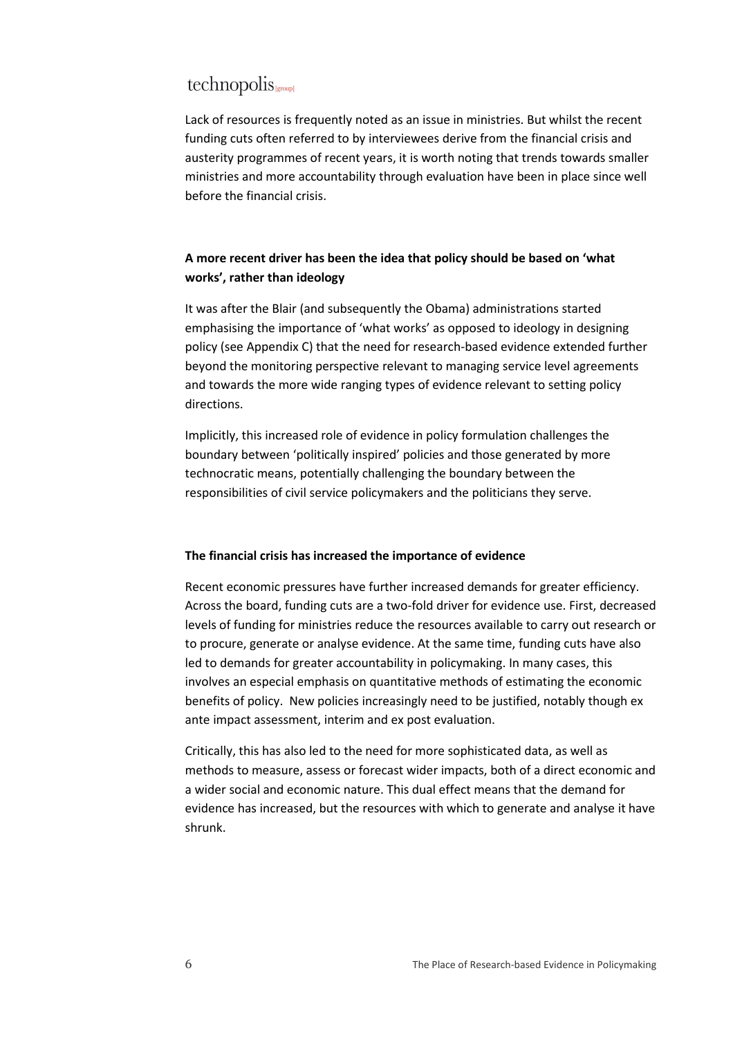Lack of resources is frequently noted as an issue in ministries. But whilst the recent funding cuts often referred to by interviewees derive from the financial crisis and austerity programmes of recent years, it is worth noting that trends towards smaller ministries and more accountability through evaluation have been in place since well before the financial crisis.

**A more recent driver has been the idea that policy should be based on 'what works', rather than ideology**

It was after the Blair (and subsequently the Obama) administrations started emphasising the importance of 'what works' as opposed to ideology in designing policy (see Appendix C) that the need for research-based evidence extended further beyond the monitoring perspective relevant to managing service level agreements and towards the more wide ranging types of evidence relevant to setting policy directions.

Implicitly, this increased role of evidence in policy formulation challenges the boundary between 'politically inspired' policies and those generated by more technocratic means, potentially challenging the boundary between the responsibilities of civil service policymakers and the politicians they serve.

**The financial crisis has increased the importance of evidence**

Recent economic pressures have further increased demands for greater efficiency. Across the board, funding cuts are a two-fold driver for evidence use. First, decreased levels of funding for ministries reduce the resources available to carry out research or to procure, generate or analyse evidence. At the same time, funding cuts have also led to demands for greater accountability in policymaking. In many cases, this involves an especial emphasis on quantitative methods of estimating the economic benefits of policy. New policies increasingly need to be justified, notably though ex ante impact assessment, interim and ex post evaluation.

Critically, this has also led to the need for more sophisticated data, as well as methods to measure, assess or forecast wider impacts, both of a direct economic and a wider social and economic nature. This dual effect means that the demand for evidence has increased, but the resources with which to generate and analyse it have shrunk.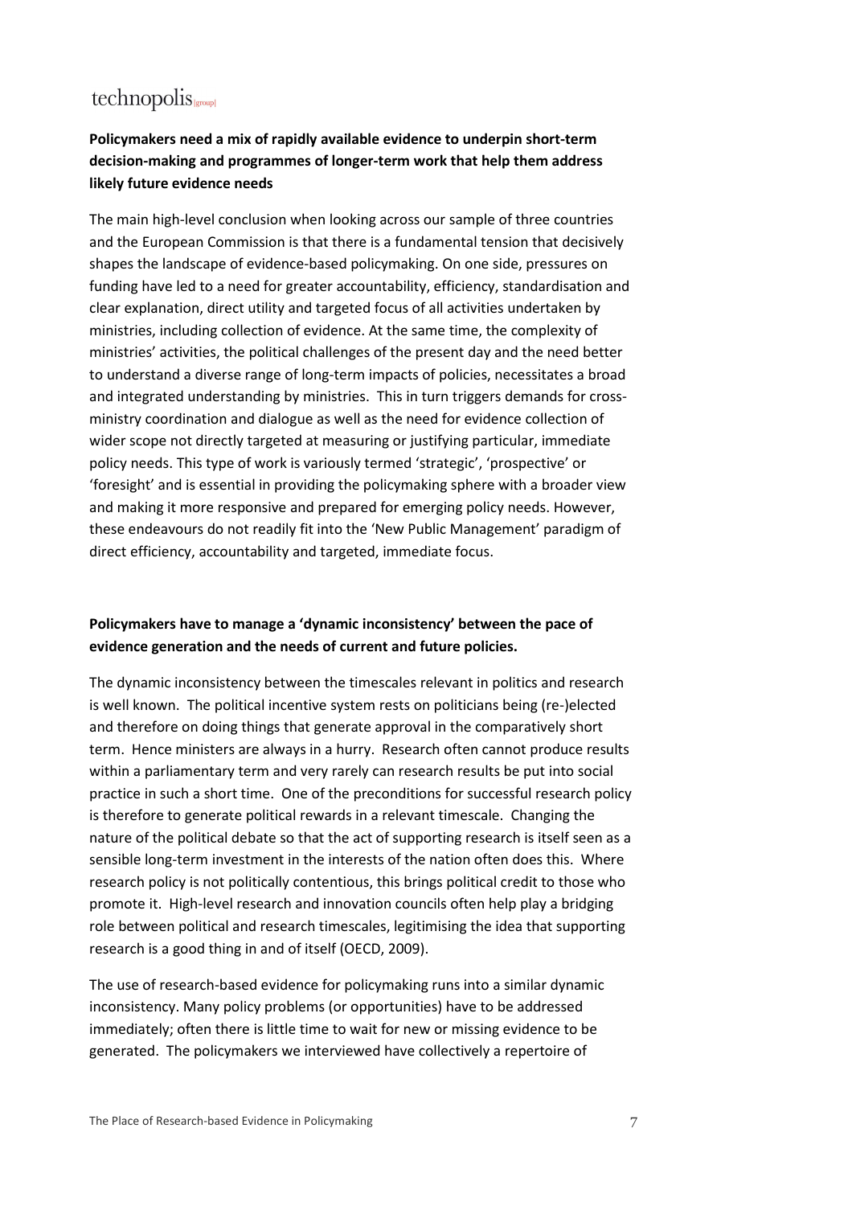**Policymakers need a mix of rapidly available evidence to underpin short-term decision-making and programmes of longer-term work that help them address likely future evidence needs**

The main high-level conclusion when looking across our sample of three countries and the European Commission is that there is a fundamental tension that decisively shapes the landscape of evidence-based policymaking. On one side, pressures on funding have led to a need for greater accountability, efficiency, standardisation and clear explanation, direct utility and targeted focus of all activities undertaken by ministries, including collection of evidence. At the same time, the complexity of ministries' activities, the political challenges of the present day and the need better to understand a diverse range of long-term impacts of policies, necessitates a broad and integrated understanding by ministries. This in turn triggers demands for cross-ministry coordination and dialogue as well as the need for evidence collection of wider scope not directly targeted at measuring or justifying particular, immediate policy needs. This type of work is variously termed 'strategic', 'prospective' or 'foresight' and is essential in providing the policymaking sphere with a broader view and making it more responsive and prepared for emerging policy needs. However, these endeavours do not readily fit into the 'New Public Management' paradigm of direct efficiency, accountability and targeted, immediate focus.

**Policymakers have to manage a 'dynamic inconsistency' between the pace of evidence generation and the needs of current and future policies.**

The dynamic inconsistency between the timescales relevant in politics and research is well known. The political incentive system rests on politicians being (re-)elected and therefore on doing things that generate approval in the comparatively short term. Hence ministers are always in a hurry. Research often cannot produce results within a parliamentary term and very rarely can research results be put into social practice in such a short time. One of the preconditions for successful research policy is therefore to generate political rewards in a relevant timescale. Changing the nature of the political debate so that the act of supporting research is itself seen as a sensible long-term investment in the interests of the nation often does this. Where research policy is not politically contentious, this brings political credit to those who promote it. High-level research and innovation councils often help play a bridging role between political and research timescales, legitimising the idea that supporting research is a good thing in and of itself (OECD, 2009).

The use of research-based evidence for policymaking runs into a similar dynamic inconsistency. Many policy problems (or opportunities) have to be addressed immediately; often there is little time to wait for new or missing evidence to be generated. The policymakers we interviewed have collectively a repertoire of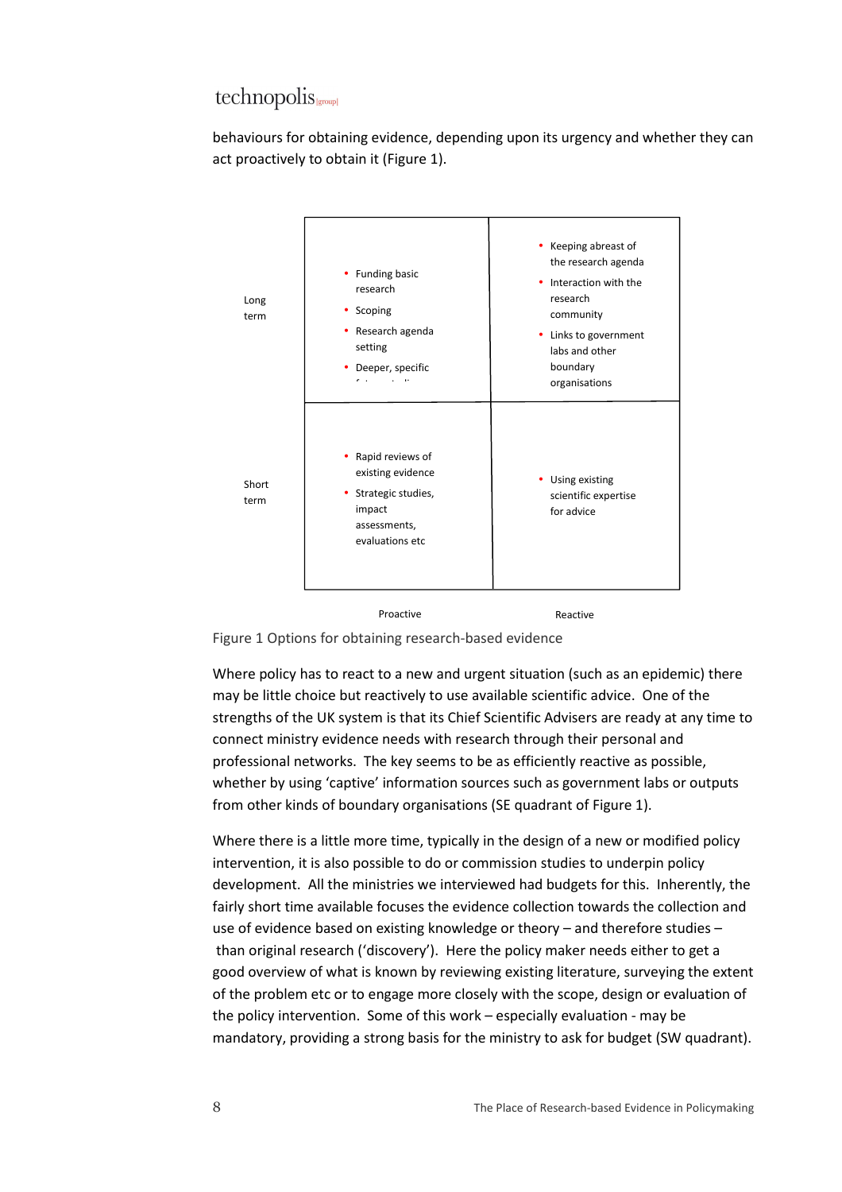behaviours for obtaining evidence, depending upon its urgency and whether they can act proactively to obtain it (Figure 1).

| | Proactive | Reactive |
|---|---|---|
| Long term | • Funding basic research<br>• Scoping<br>• Research agenda setting<br>• Deeper, specific f... | • Keeping abreast of the research agenda<br>• Interaction with the research community<br>• Links to government labs and other boundary organisations |
| Short term | • Rapid reviews of existing evidence<br>• Strategic studies, impact assessments, evaluations etc | • Using existing scientific expertise for advice |

Figure 1 Options for obtaining research-based evidence

Where policy has to react to a new and urgent situation (such as an epidemic) there may be little choice but reactively to use available scientific advice. One of the strengths of the UK system is that its Chief Scientific Advisers are ready at any time to connect ministry evidence needs with research through their personal and professional networks. The key seems to be as efficiently reactive as possible, whether by using 'captive' information sources such as government labs or outputs from other kinds of boundary organisations (SE quadrant of Figure 1).

Where there is a little more time, typically in the design of a new or modified policy intervention, it is also possible to do or commission studies to underpin policy development. All the ministries we interviewed had budgets for this. Inherently, the fairly short time available focuses the evidence collection towards the collection and use of evidence based on existing knowledge or theory – and therefore studies – than original research ('discovery'). Here the policy maker needs either to get a good overview of what is known by reviewing existing literature, surveying the extent of the problem etc or to engage more closely with the scope, design or evaluation of the policy intervention. Some of this work – especially evaluation - may be mandatory, providing a strong basis for the ministry to ask for budget (SW quadrant).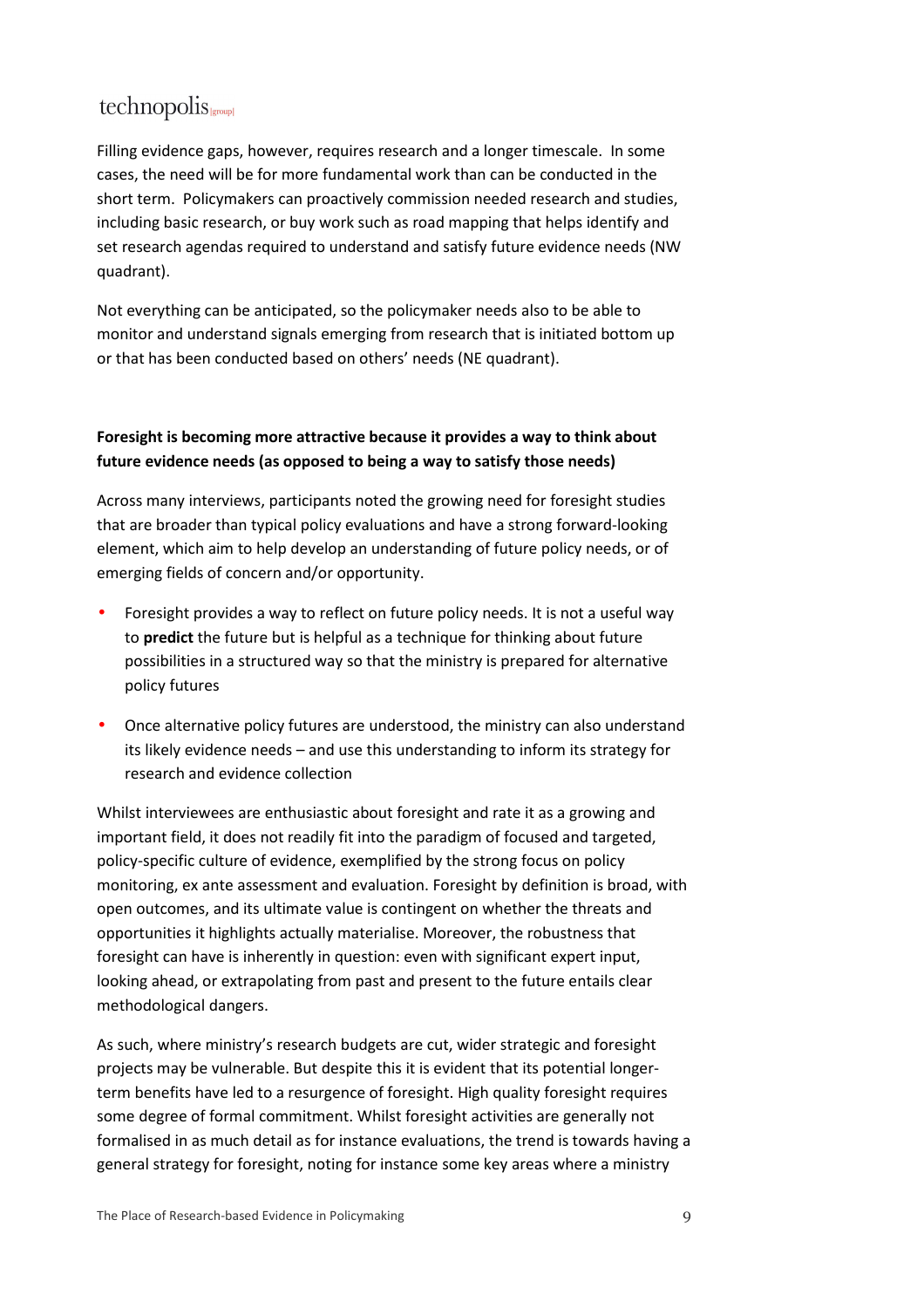Filling evidence gaps, however, requires research and a longer timescale. In some cases, the need will be for more fundamental work than can be conducted in the short term. Policymakers can proactively commission needed research and studies, including basic research, or buy work such as road mapping that helps identify and set research agendas required to understand and satisfy future evidence needs (NW quadrant).

Not everything can be anticipated, so the policymaker needs also to be able to monitor and understand signals emerging from research that is initiated bottom up or that has been conducted based on others' needs (NE quadrant).

**Foresight is becoming more attractive because it provides a way to think about future evidence needs (as opposed to being a way to satisfy those needs)**

Across many interviews, participants noted the growing need for foresight studies that are broader than typical policy evaluations and have a strong forward-looking element, which aim to help develop an understanding of future policy needs, or of emerging fields of concern and/or opportunity.

- Foresight provides a way to reflect on future policy needs. It is not a useful way to **predict** the future but is helpful as a technique for thinking about future possibilities in a structured way so that the ministry is prepared for alternative policy futures
- Once alternative policy futures are understood, the ministry can also understand its likely evidence needs – and use this understanding to inform its strategy for research and evidence collection

Whilst interviewees are enthusiastic about foresight and rate it as a growing and important field, it does not readily fit into the paradigm of focused and targeted, policy-specific culture of evidence, exemplified by the strong focus on policy monitoring, ex ante assessment and evaluation. Foresight by definition is broad, with open outcomes, and its ultimate value is contingent on whether the threats and opportunities it highlights actually materialise. Moreover, the robustness that foresight can have is inherently in question: even with significant expert input, looking ahead, or extrapolating from past and present to the future entails clear methodological dangers.

As such, where ministry's research budgets are cut, wider strategic and foresight projects may be vulnerable. But despite this it is evident that its potential longer-term benefits have led to a resurgence of foresight. High quality foresight requires some degree of formal commitment. Whilst foresight activities are generally not formalised in as much detail as for instance evaluations, the trend is towards having a general strategy for foresight, noting for instance some key areas where a ministry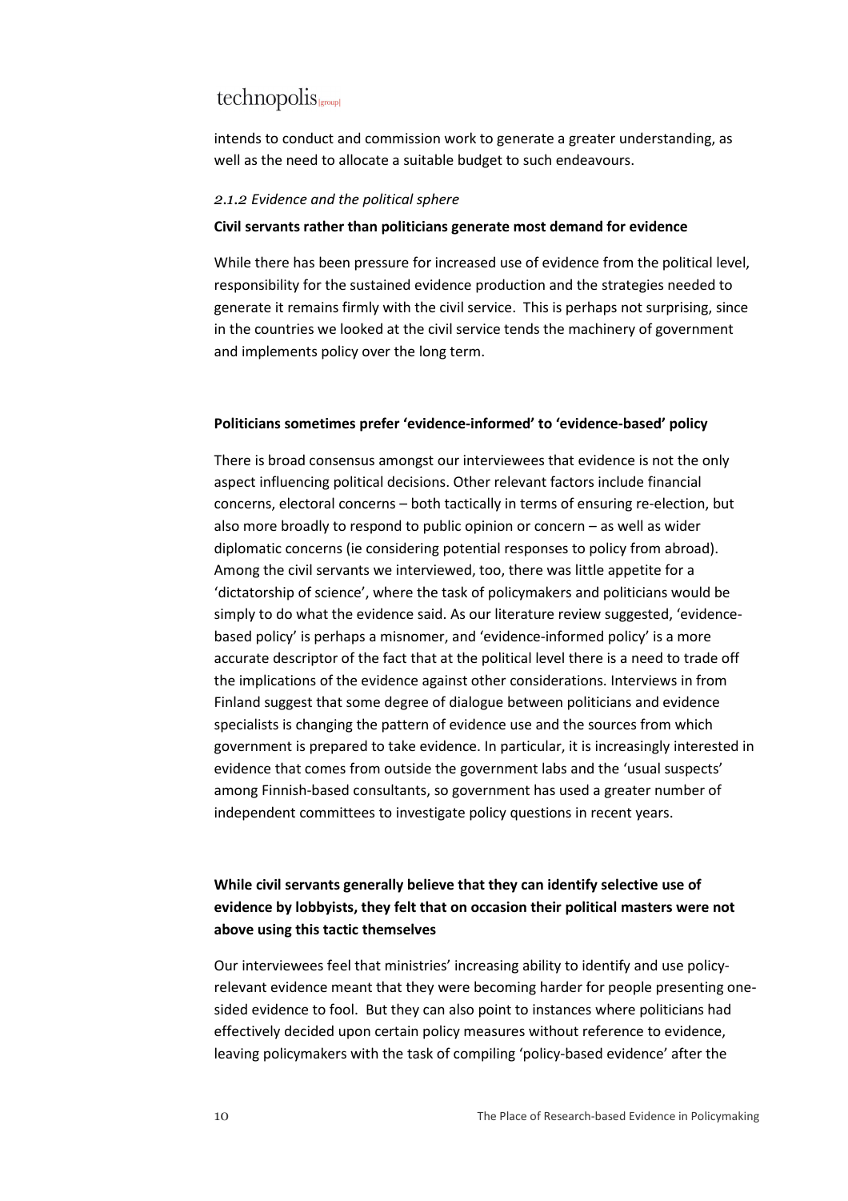intends to conduct and commission work to generate a greater understanding, as well as the need to allocate a suitable budget to such endeavours.

### *2.1.2 Evidence and the political sphere*

**Civil servants rather than politicians generate most demand for evidence**

While there has been pressure for increased use of evidence from the political level, responsibility for the sustained evidence production and the strategies needed to generate it remains firmly with the civil service. This is perhaps not surprising, since in the countries we looked at the civil service tends the machinery of government and implements policy over the long term.

**Politicians sometimes prefer 'evidence-informed' to 'evidence-based' policy**

There is broad consensus amongst our interviewees that evidence is not the only aspect influencing political decisions. Other relevant factors include financial concerns, electoral concerns – both tactically in terms of ensuring re-election, but also more broadly to respond to public opinion or concern – as well as wider diplomatic concerns (ie considering potential responses to policy from abroad). Among the civil servants we interviewed, too, there was little appetite for a 'dictatorship of science', where the task of policymakers and politicians would be simply to do what the evidence said. As our literature review suggested, 'evidence-based policy' is perhaps a misnomer, and 'evidence-informed policy' is a more accurate descriptor of the fact that at the political level there is a need to trade off the implications of the evidence against other considerations. Interviews in from Finland suggest that some degree of dialogue between politicians and evidence specialists is changing the pattern of evidence use and the sources from which government is prepared to take evidence. In particular, it is increasingly interested in evidence that comes from outside the government labs and the 'usual suspects' among Finnish-based consultants, so government has used a greater number of independent committees to investigate policy questions in recent years.

**While civil servants generally believe that they can identify selective use of evidence by lobbyists, they felt that on occasion their political masters were not above using this tactic themselves**

Our interviewees feel that ministries' increasing ability to identify and use policy-relevant evidence meant that they were becoming harder for people presenting one-sided evidence to fool. But they can also point to instances where politicians had effectively decided upon certain policy measures without reference to evidence, leaving policymakers with the task of compiling 'policy-based evidence' after the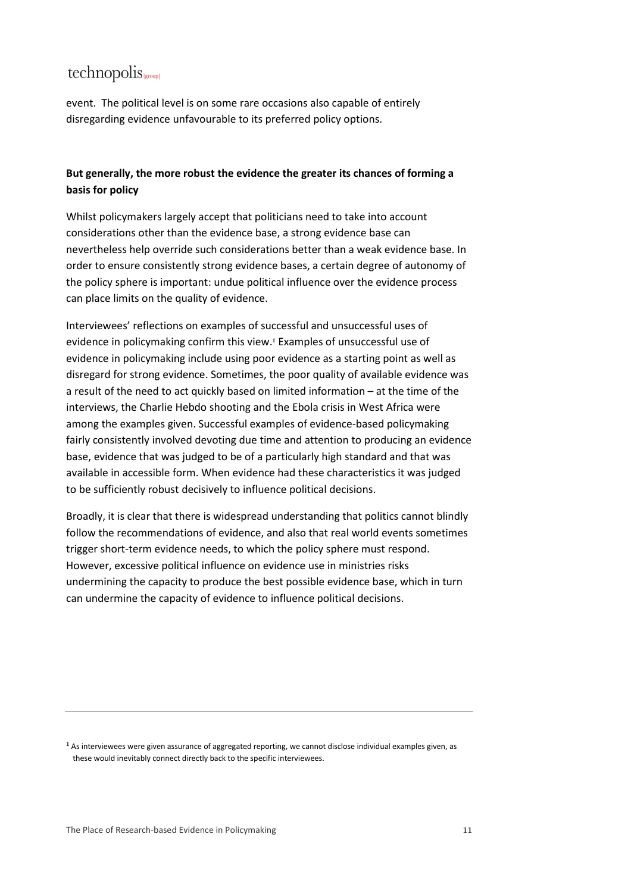event. The political level is on some rare occasions also capable of entirely disregarding evidence unfavourable to its preferred policy options.

**But generally, the more robust the evidence the greater its chances of forming a basis for policy**

Whilst policymakers largely accept that politicians need to take into account considerations other than the evidence base, a strong evidence base can nevertheless help override such considerations better than a weak evidence base. In order to ensure consistently strong evidence bases, a certain degree of autonomy of the policy sphere is important: undue political influence over the evidence process can place limits on the quality of evidence.

Interviewees' reflections on examples of successful and unsuccessful uses of evidence in policymaking confirm this view.[1] Examples of unsuccessful use of evidence in policymaking include using poor evidence as a starting point as well as disregard for strong evidence. Sometimes, the poor quality of available evidence was a result of the need to act quickly based on limited information – at the time of the interviews, the Charlie Hebdo shooting and the Ebola crisis in West Africa were among the examples given. Successful examples of evidence-based policymaking fairly consistently involved devoting due time and attention to producing an evidence base, evidence that was judged to be of a particularly high standard and that was available in accessible form. When evidence had these characteristics it was judged to be sufficiently robust decisively to influence political decisions.

Broadly, it is clear that there is widespread understanding that politics cannot blindly follow the recommendations of evidence, and also that real world events sometimes trigger short-term evidence needs, to which the policy sphere must respond. However, excessive political influence on evidence use in ministries risks undermining the capacity to produce the best possible evidence base, which in turn can undermine the capacity of evidence to influence political decisions.

---

[1] As interviewees were given assurance of aggregated reporting, we cannot disclose individual examples given, as these would inevitably connect directly back to the specific interviewees.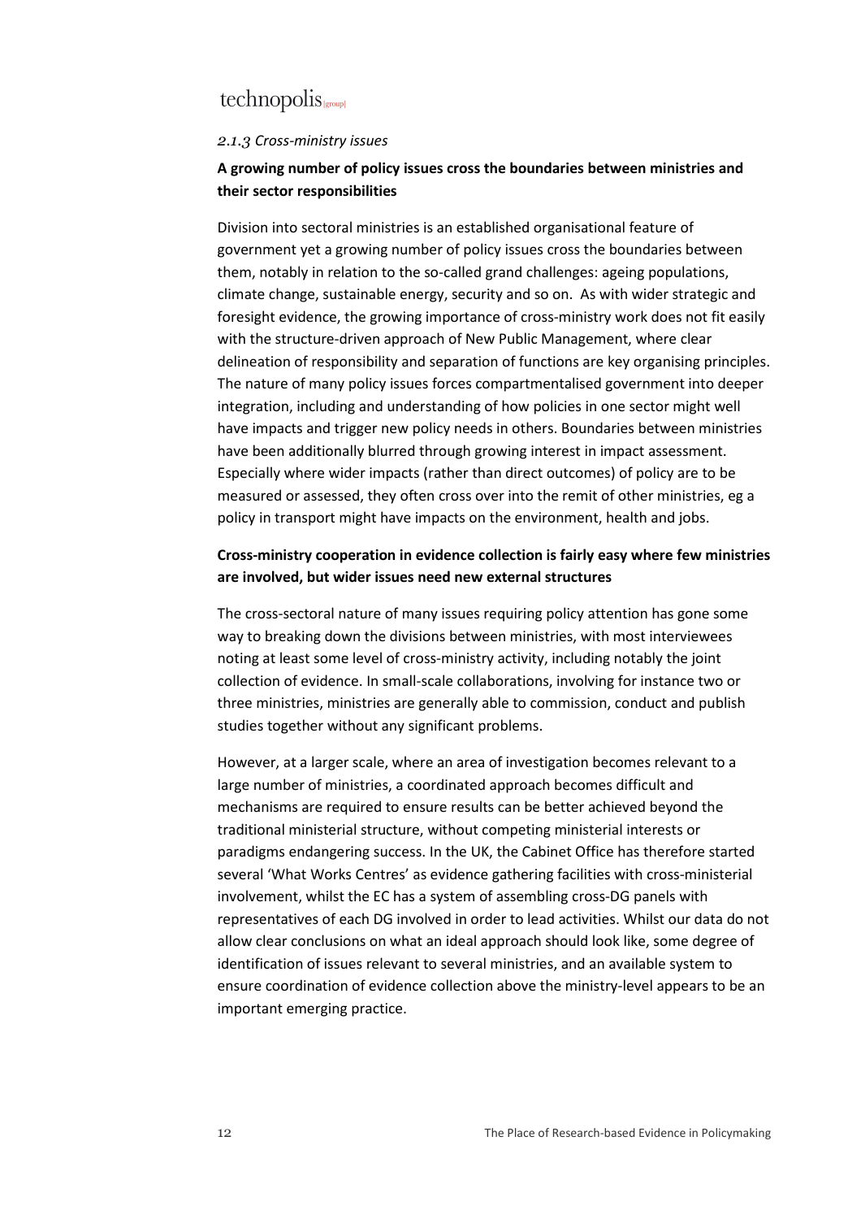### *2.1.3 Cross-ministry issues*

**A growing number of policy issues cross the boundaries between ministries and their sector responsibilities**

Division into sectoral ministries is an established organisational feature of government yet a growing number of policy issues cross the boundaries between them, notably in relation to the so-called grand challenges: ageing populations, climate change, sustainable energy, security and so on. As with wider strategic and foresight evidence, the growing importance of cross-ministry work does not fit easily with the structure-driven approach of New Public Management, where clear delineation of responsibility and separation of functions are key organising principles. The nature of many policy issues forces compartmentalised government into deeper integration, including and understanding of how policies in one sector might well have impacts and trigger new policy needs in others. Boundaries between ministries have been additionally blurred through growing interest in impact assessment. Especially where wider impacts (rather than direct outcomes) of policy are to be measured or assessed, they often cross over into the remit of other ministries, eg a policy in transport might have impacts on the environment, health and jobs.

**Cross-ministry cooperation in evidence collection is fairly easy where few ministries are involved, but wider issues need new external structures**

The cross-sectoral nature of many issues requiring policy attention has gone some way to breaking down the divisions between ministries, with most interviewees noting at least some level of cross-ministry activity, including notably the joint collection of evidence. In small-scale collaborations, involving for instance two or three ministries, ministries are generally able to commission, conduct and publish studies together without any significant problems.

However, at a larger scale, where an area of investigation becomes relevant to a large number of ministries, a coordinated approach becomes difficult and mechanisms are required to ensure results can be better achieved beyond the traditional ministerial structure, without competing ministerial interests or paradigms endangering success. In the UK, the Cabinet Office has therefore started several 'What Works Centres' as evidence gathering facilities with cross-ministerial involvement, whilst the EC has a system of assembling cross-DG panels with representatives of each DG involved in order to lead activities. Whilst our data do not allow clear conclusions on what an ideal approach should look like, some degree of identification of issues relevant to several ministries, and an available system to ensure coordination of evidence collection above the ministry-level appears to be an important emerging practice.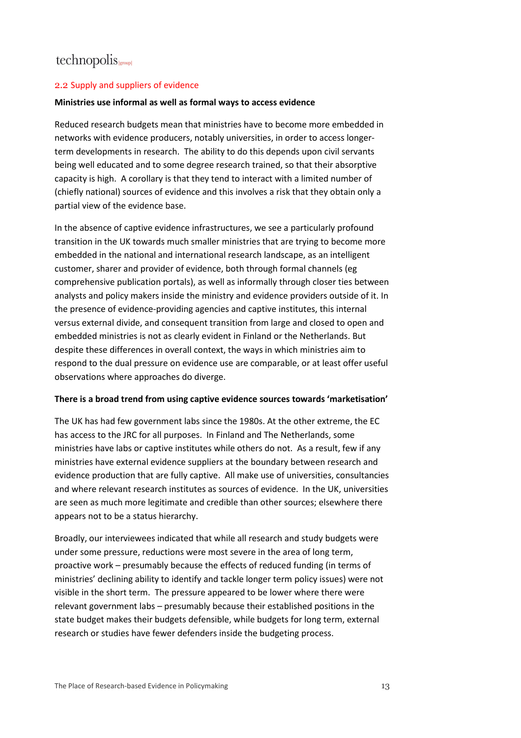## 2.2 Supply and suppliers of evidence

**Ministries use informal as well as formal ways to access evidence**

Reduced research budgets mean that ministries have to become more embedded in networks with evidence producers, notably universities, in order to access longer-term developments in research. The ability to do this depends upon civil servants being well educated and to some degree research trained, so that their absorptive capacity is high. A corollary is that they tend to interact with a limited number of (chiefly national) sources of evidence and this involves a risk that they obtain only a partial view of the evidence base.

In the absence of captive evidence infrastructures, we see a particularly profound transition in the UK towards much smaller ministries that are trying to become more embedded in the national and international research landscape, as an intelligent customer, sharer and provider of evidence, both through formal channels (eg comprehensive publication portals), as well as informally through closer ties between analysts and policy makers inside the ministry and evidence providers outside of it. In the presence of evidence-providing agencies and captive institutes, this internal versus external divide, and consequent transition from large and closed to open and embedded ministries is not as clearly evident in Finland or the Netherlands. But despite these differences in overall context, the ways in which ministries aim to respond to the dual pressure on evidence use are comparable, or at least offer useful observations where approaches do diverge.

**There is a broad trend from using captive evidence sources towards 'marketisation'**

The UK has had few government labs since the 1980s. At the other extreme, the EC has access to the JRC for all purposes. In Finland and The Netherlands, some ministries have labs or captive institutes while others do not. As a result, few if any ministries have external evidence suppliers at the boundary between research and evidence production that are fully captive. All make use of universities, consultancies and where relevant research institutes as sources of evidence. In the UK, universities are seen as much more legitimate and credible than other sources; elsewhere there appears not to be a status hierarchy.

Broadly, our interviewees indicated that while all research and study budgets were under some pressure, reductions were most severe in the area of long term, proactive work – presumably because the effects of reduced funding (in terms of ministries' declining ability to identify and tackle longer term policy issues) were not visible in the short term. The pressure appeared to be lower where there were relevant government labs – presumably because their established positions in the state budget makes their budgets defensible, while budgets for long term, external research or studies have fewer defenders inside the budgeting process.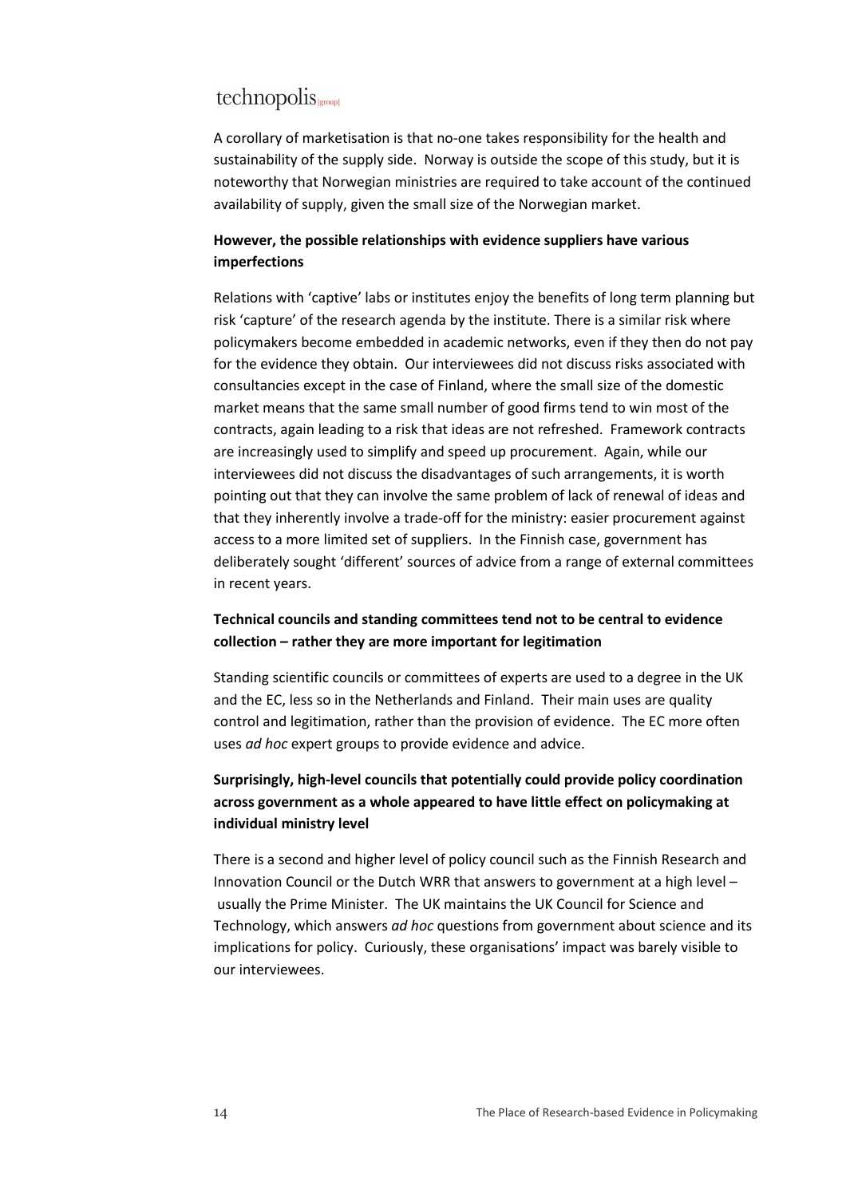A corollary of marketisation is that no-one takes responsibility for the health and sustainability of the supply side. Norway is outside the scope of this study, but it is noteworthy that Norwegian ministries are required to take account of the continued availability of supply, given the small size of the Norwegian market.

**However, the possible relationships with evidence suppliers have various imperfections**

Relations with 'captive' labs or institutes enjoy the benefits of long term planning but risk 'capture' of the research agenda by the institute. There is a similar risk where policymakers become embedded in academic networks, even if they then do not pay for the evidence they obtain. Our interviewees did not discuss risks associated with consultancies except in the case of Finland, where the small size of the domestic market means that the same small number of good firms tend to win most of the contracts, again leading to a risk that ideas are not refreshed. Framework contracts are increasingly used to simplify and speed up procurement. Again, while our interviewees did not discuss the disadvantages of such arrangements, it is worth pointing out that they can involve the same problem of lack of renewal of ideas and that they inherently involve a trade-off for the ministry: easier procurement against access to a more limited set of suppliers. In the Finnish case, government has deliberately sought 'different' sources of advice from a range of external committees in recent years.

**Technical councils and standing committees tend not to be central to evidence collection – rather they are more important for legitimation**

Standing scientific councils or committees of experts are used to a degree in the UK and the EC, less so in the Netherlands and Finland. Their main uses are quality control and legitimation, rather than the provision of evidence. The EC more often uses *ad hoc* expert groups to provide evidence and advice.

**Surprisingly, high-level councils that potentially could provide policy coordination across government as a whole appeared to have little effect on policymaking at individual ministry level**

There is a second and higher level of policy council such as the Finnish Research and Innovation Council or the Dutch WRR that answers to government at a high level – usually the Prime Minister. The UK maintains the UK Council for Science and Technology, which answers *ad hoc* questions from government about science and its implications for policy. Curiously, these organisations' impact was barely visible to our interviewees.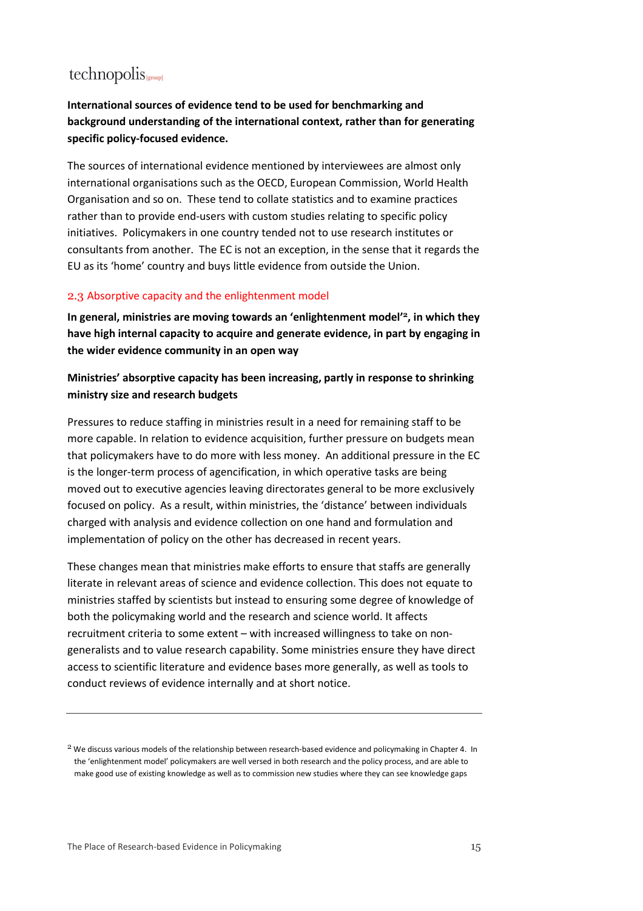**International sources of evidence tend to be used for benchmarking and background understanding of the international context, rather than for generating specific policy-focused evidence.**

The sources of international evidence mentioned by interviewees are almost only international organisations such as the OECD, European Commission, World Health Organisation and so on. These tend to collate statistics and to examine practices rather than to provide end-users with custom studies relating to specific policy initiatives. Policymakers in one country tended not to use research institutes or consultants from another. The EC is not an exception, in the sense that it regards the EU as its 'home' country and buys little evidence from outside the Union.

## 2.3 Absorptive capacity and the enlightenment model

**In general, ministries are moving towards an 'enlightenment model'[2], in which they have high internal capacity to acquire and generate evidence, in part by engaging in the wider evidence community in an open way**

**Ministries' absorptive capacity has been increasing, partly in response to shrinking ministry size and research budgets**

Pressures to reduce staffing in ministries result in a need for remaining staff to be more capable. In relation to evidence acquisition, further pressure on budgets mean that policymakers have to do more with less money. An additional pressure in the EC is the longer-term process of agencification, in which operative tasks are being moved out to executive agencies leaving directorates general to be more exclusively focused on policy. As a result, within ministries, the 'distance' between individuals charged with analysis and evidence collection on one hand and formulation and implementation of policy on the other has decreased in recent years.

These changes mean that ministries make efforts to ensure that staffs are generally literate in relevant areas of science and evidence collection. This does not equate to ministries staffed by scientists but instead to ensuring some degree of knowledge of both the policymaking world and the research and science world. It affects recruitment criteria to some extent – with increased willingness to take on non-generalists and to value research capability. Some ministries ensure they have direct access to scientific literature and evidence bases more generally, as well as tools to conduct reviews of evidence internally and at short notice.

---

[2] We discuss various models of the relationship between research-based evidence and policymaking in Chapter 4. In the 'enlightenment model' policymakers are well versed in both research and the policy process, and are able to make good use of existing knowledge as well as to commission new studies where they can see knowledge gaps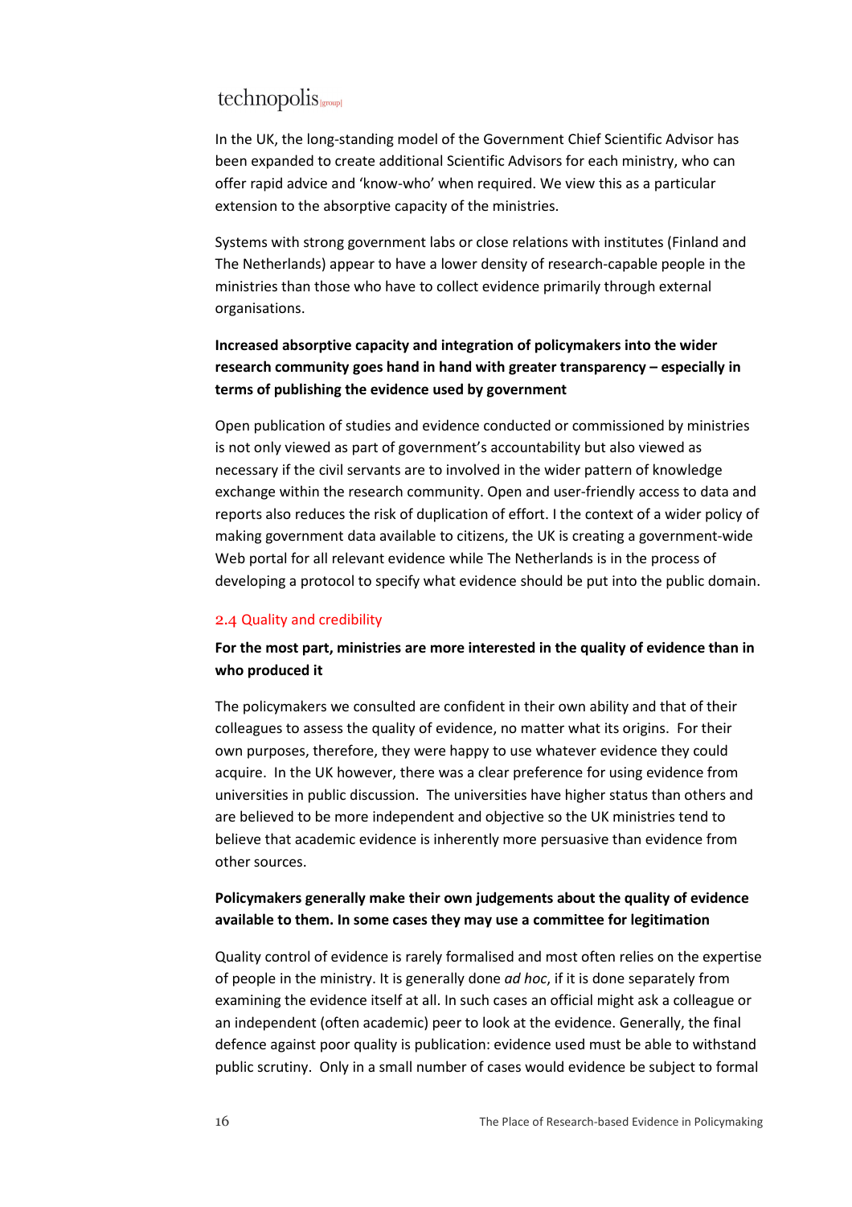In the UK, the long-standing model of the Government Chief Scientific Advisor has been expanded to create additional Scientific Advisors for each ministry, who can offer rapid advice and 'know-who' when required. We view this as a particular extension to the absorptive capacity of the ministries.

Systems with strong government labs or close relations with institutes (Finland and The Netherlands) appear to have a lower density of research-capable people in the ministries than those who have to collect evidence primarily through external organisations.

**Increased absorptive capacity and integration of policymakers into the wider research community goes hand in hand with greater transparency – especially in terms of publishing the evidence used by government**

Open publication of studies and evidence conducted or commissioned by ministries is not only viewed as part of government's accountability but also viewed as necessary if the civil servants are to involved in the wider pattern of knowledge exchange within the research community. Open and user-friendly access to data and reports also reduces the risk of duplication of effort. I the context of a wider policy of making government data available to citizens, the UK is creating a government-wide Web portal for all relevant evidence while The Netherlands is in the process of developing a protocol to specify what evidence should be put into the public domain.

### 2.4 Quality and credibility

**For the most part, ministries are more interested in the quality of evidence than in who produced it**

The policymakers we consulted are confident in their own ability and that of their colleagues to assess the quality of evidence, no matter what its origins. For their own purposes, therefore, they were happy to use whatever evidence they could acquire. In the UK however, there was a clear preference for using evidence from universities in public discussion. The universities have higher status than others and are believed to be more independent and objective so the UK ministries tend to believe that academic evidence is inherently more persuasive than evidence from other sources.

**Policymakers generally make their own judgements about the quality of evidence available to them. In some cases they may use a committee for legitimation**

Quality control of evidence is rarely formalised and most often relies on the expertise of people in the ministry. It is generally done *ad hoc*, if it is done separately from examining the evidence itself at all. In such cases an official might ask a colleague or an independent (often academic) peer to look at the evidence. Generally, the final defence against poor quality is publication: evidence used must be able to withstand public scrutiny. Only in a small number of cases would evidence be subject to formal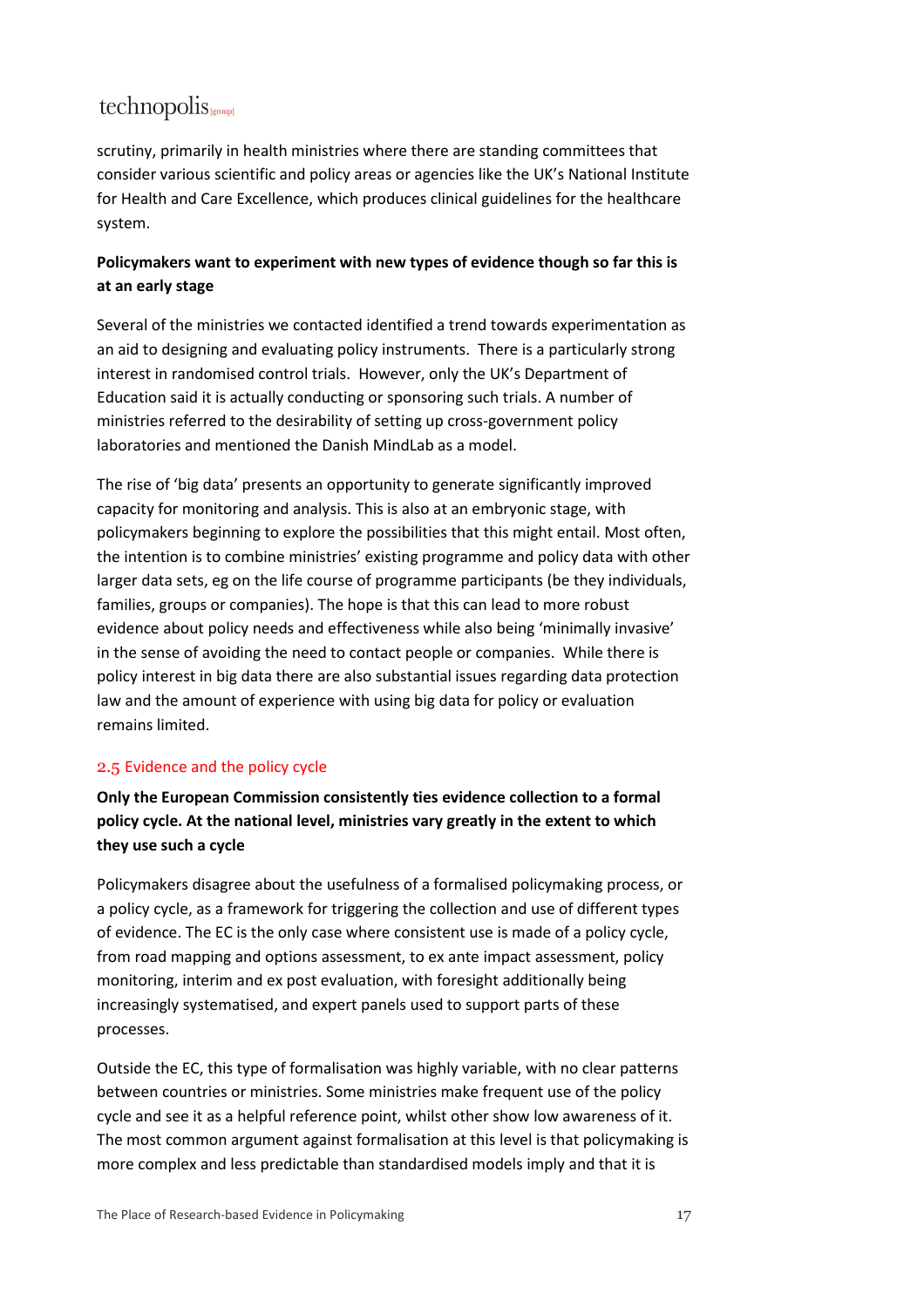scrutiny, primarily in health ministries where there are standing committees that consider various scientific and policy areas or agencies like the UK's National Institute for Health and Care Excellence, which produces clinical guidelines for the healthcare system.

**Policymakers want to experiment with new types of evidence though so far this is at an early stage**

Several of the ministries we contacted identified a trend towards experimentation as an aid to designing and evaluating policy instruments. There is a particularly strong interest in randomised control trials. However, only the UK's Department of Education said it is actually conducting or sponsoring such trials. A number of ministries referred to the desirability of setting up cross-government policy laboratories and mentioned the Danish MindLab as a model.

The rise of 'big data' presents an opportunity to generate significantly improved capacity for monitoring and analysis. This is also at an embryonic stage, with policymakers beginning to explore the possibilities that this might entail. Most often, the intention is to combine ministries' existing programme and policy data with other larger data sets, eg on the life course of programme participants (be they individuals, families, groups or companies). The hope is that this can lead to more robust evidence about policy needs and effectiveness while also being 'minimally invasive' in the sense of avoiding the need to contact people or companies. While there is policy interest in big data there are also substantial issues regarding data protection law and the amount of experience with using big data for policy or evaluation remains limited.

### 2.5 Evidence and the policy cycle

**Only the European Commission consistently ties evidence collection to a formal policy cycle. At the national level, ministries vary greatly in the extent to which they use such a cycle**

Policymakers disagree about the usefulness of a formalised policymaking process, or a policy cycle, as a framework for triggering the collection and use of different types of evidence. The EC is the only case where consistent use is made of a policy cycle, from road mapping and options assessment, to ex ante impact assessment, policy monitoring, interim and ex post evaluation, with foresight additionally being increasingly systematised, and expert panels used to support parts of these processes.

Outside the EC, this type of formalisation was highly variable, with no clear patterns between countries or ministries. Some ministries make frequent use of the policy cycle and see it as a helpful reference point, whilst other show low awareness of it. The most common argument against formalisation at this level is that policymaking is more complex and less predictable than standardised models imply and that it is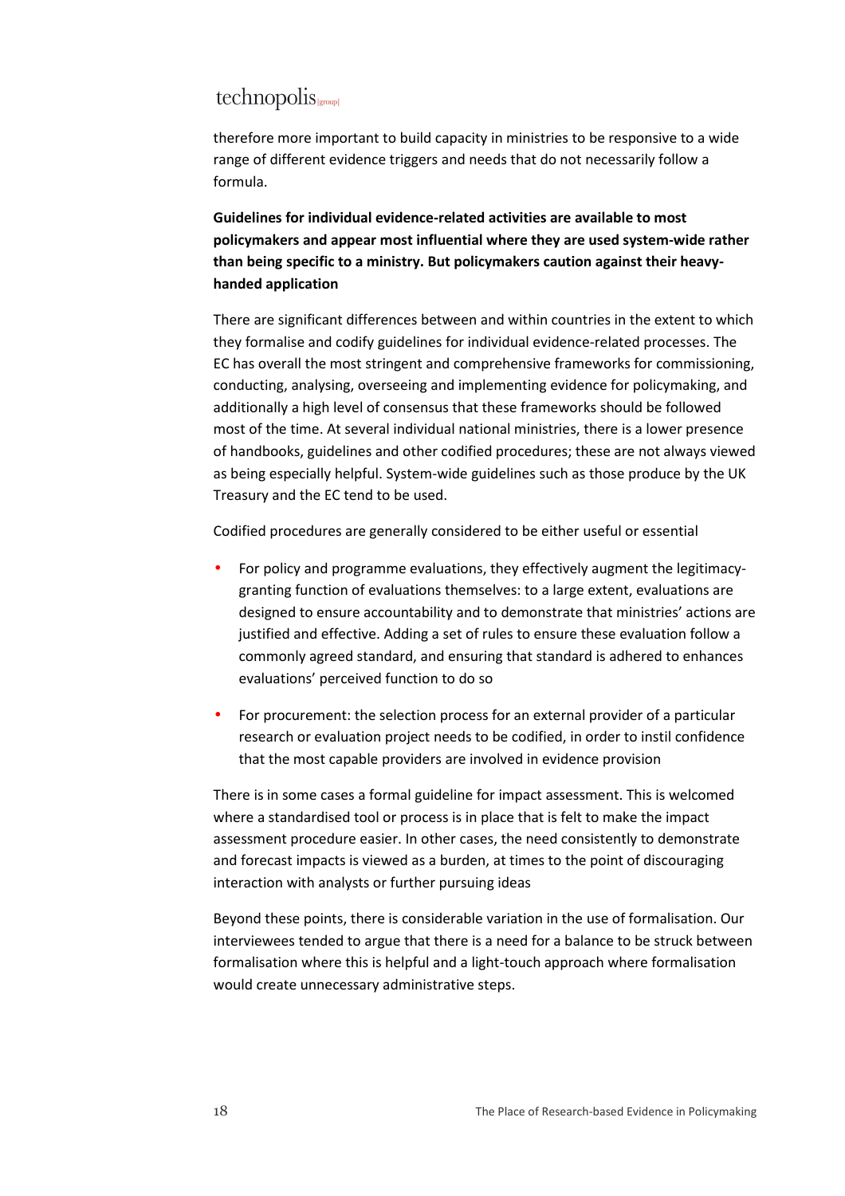therefore more important to build capacity in ministries to be responsive to a wide range of different evidence triggers and needs that do not necessarily follow a formula.

**Guidelines for individual evidence-related activities are available to most policymakers and appear most influential where they are used system-wide rather than being specific to a ministry. But policymakers caution against their heavy-handed application**

There are significant differences between and within countries in the extent to which they formalise and codify guidelines for individual evidence-related processes. The EC has overall the most stringent and comprehensive frameworks for commissioning, conducting, analysing, overseeing and implementing evidence for policymaking, and additionally a high level of consensus that these frameworks should be followed most of the time. At several individual national ministries, there is a lower presence of handbooks, guidelines and other codified procedures; these are not always viewed as being especially helpful. System-wide guidelines such as those produce by the UK Treasury and the EC tend to be used.

Codified procedures are generally considered to be either useful or essential

- For policy and programme evaluations, they effectively augment the legitimacy-granting function of evaluations themselves: to a large extent, evaluations are designed to ensure accountability and to demonstrate that ministries' actions are justified and effective. Adding a set of rules to ensure these evaluation follow a commonly agreed standard, and ensuring that standard is adhered to enhances evaluations' perceived function to do so
- For procurement: the selection process for an external provider of a particular research or evaluation project needs to be codified, in order to instil confidence that the most capable providers are involved in evidence provision

There is in some cases a formal guideline for impact assessment. This is welcomed where a standardised tool or process is in place that is felt to make the impact assessment procedure easier. In other cases, the need consistently to demonstrate and forecast impacts is viewed as a burden, at times to the point of discouraging interaction with analysts or further pursuing ideas

Beyond these points, there is considerable variation in the use of formalisation. Our interviewees tended to argue that there is a need for a balance to be struck between formalisation where this is helpful and a light-touch approach where formalisation would create unnecessary administrative steps.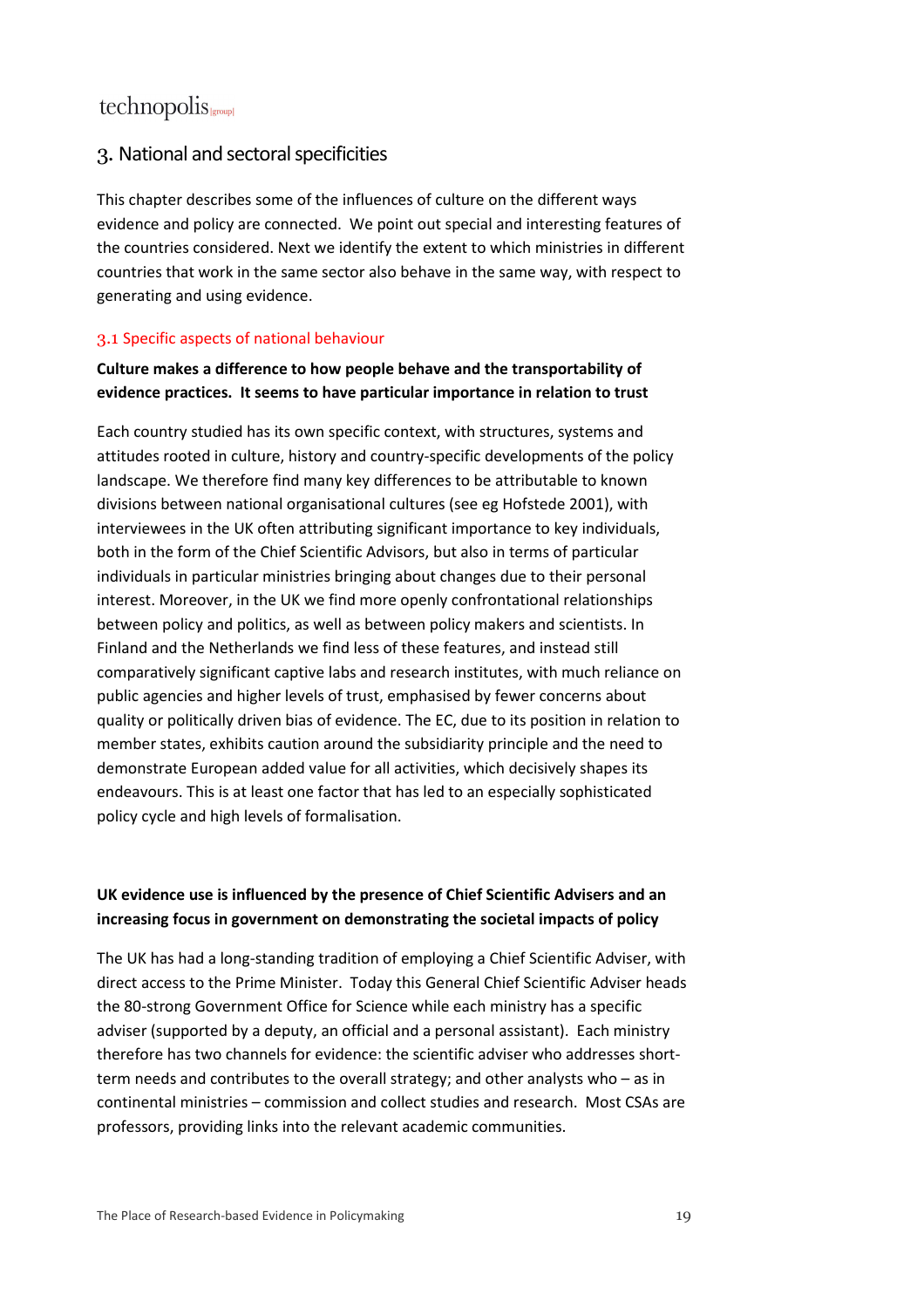## 3. National and sectoral specificities

This chapter describes some of the influences of culture on the different ways evidence and policy are connected. We point out special and interesting features of the countries considered. Next we identify the extent to which ministries in different countries that work in the same sector also behave in the same way, with respect to generating and using evidence.

### 3.1 Specific aspects of national behaviour

**Culture makes a difference to how people behave and the transportability of evidence practices. It seems to have particular importance in relation to trust**

Each country studied has its own specific context, with structures, systems and attitudes rooted in culture, history and country-specific developments of the policy landscape. We therefore find many key differences to be attributable to known divisions between national organisational cultures (see eg Hofstede 2001), with interviewees in the UK often attributing significant importance to key individuals, both in the form of the Chief Scientific Advisors, but also in terms of particular individuals in particular ministries bringing about changes due to their personal interest. Moreover, in the UK we find more openly confrontational relationships between policy and politics, as well as between policy makers and scientists. In Finland and the Netherlands we find less of these features, and instead still comparatively significant captive labs and research institutes, with much reliance on public agencies and higher levels of trust, emphasised by fewer concerns about quality or politically driven bias of evidence. The EC, due to its position in relation to member states, exhibits caution around the subsidiarity principle and the need to demonstrate European added value for all activities, which decisively shapes its endeavours. This is at least one factor that has led to an especially sophisticated policy cycle and high levels of formalisation.

**UK evidence use is influenced by the presence of Chief Scientific Advisers and an increasing focus in government on demonstrating the societal impacts of policy**

The UK has had a long-standing tradition of employing a Chief Scientific Adviser, with direct access to the Prime Minister. Today this General Chief Scientific Adviser heads the 80-strong Government Office for Science while each ministry has a specific adviser (supported by a deputy, an official and a personal assistant). Each ministry therefore has two channels for evidence: the scientific adviser who addresses short-term needs and contributes to the overall strategy; and other analysts who – as in continental ministries – commission and collect studies and research. Most CSAs are professors, providing links into the relevant academic communities.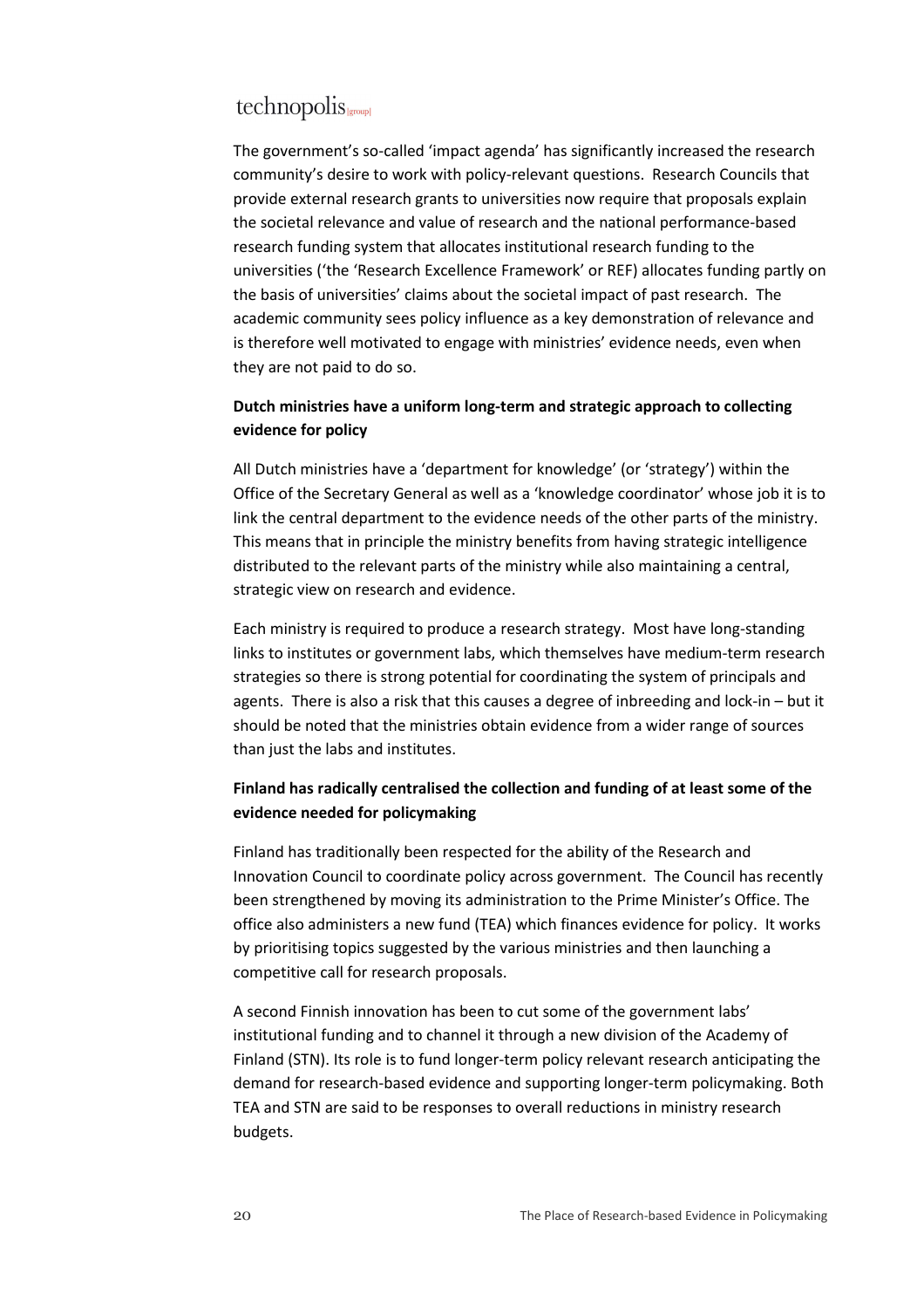The government's so-called 'impact agenda' has significantly increased the research community's desire to work with policy-relevant questions. Research Councils that provide external research grants to universities now require that proposals explain the societal relevance and value of research and the national performance-based research funding system that allocates institutional research funding to the universities ('the 'Research Excellence Framework' or REF) allocates funding partly on the basis of universities' claims about the societal impact of past research. The academic community sees policy influence as a key demonstration of relevance and is therefore well motivated to engage with ministries' evidence needs, even when they are not paid to do so.

**Dutch ministries have a uniform long-term and strategic approach to collecting evidence for policy**

All Dutch ministries have a 'department for knowledge' (or 'strategy') within the Office of the Secretary General as well as a 'knowledge coordinator' whose job it is to link the central department to the evidence needs of the other parts of the ministry. This means that in principle the ministry benefits from having strategic intelligence distributed to the relevant parts of the ministry while also maintaining a central, strategic view on research and evidence.

Each ministry is required to produce a research strategy. Most have long-standing links to institutes or government labs, which themselves have medium-term research strategies so there is strong potential for coordinating the system of principals and agents. There is also a risk that this causes a degree of inbreeding and lock-in – but it should be noted that the ministries obtain evidence from a wider range of sources than just the labs and institutes.

**Finland has radically centralised the collection and funding of at least some of the evidence needed for policymaking**

Finland has traditionally been respected for the ability of the Research and Innovation Council to coordinate policy across government. The Council has recently been strengthened by moving its administration to the Prime Minister's Office. The office also administers a new fund (TEA) which finances evidence for policy. It works by prioritising topics suggested by the various ministries and then launching a competitive call for research proposals.

A second Finnish innovation has been to cut some of the government labs' institutional funding and to channel it through a new division of the Academy of Finland (STN). Its role is to fund longer-term policy relevant research anticipating the demand for research-based evidence and supporting longer-term policymaking. Both TEA and STN are said to be responses to overall reductions in ministry research budgets.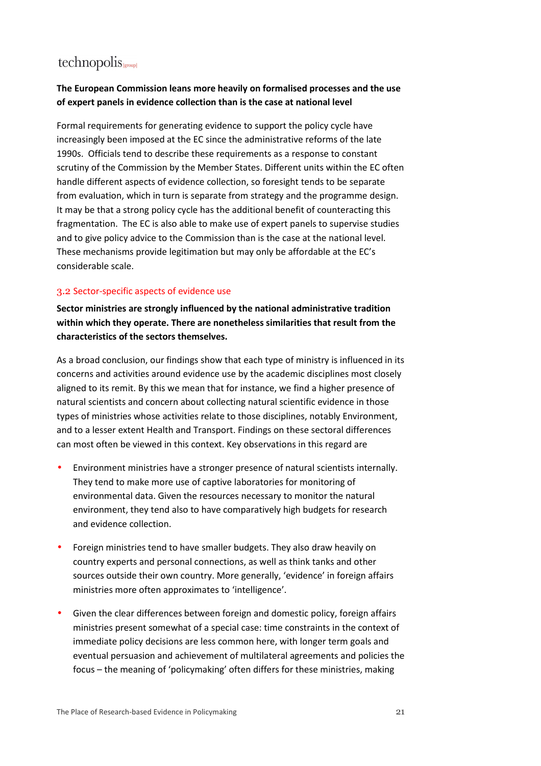**The European Commission leans more heavily on formalised processes and the use of expert panels in evidence collection than is the case at national level**

Formal requirements for generating evidence to support the policy cycle have increasingly been imposed at the EC since the administrative reforms of the late 1990s. Officials tend to describe these requirements as a response to constant scrutiny of the Commission by the Member States. Different units within the EC often handle different aspects of evidence collection, so foresight tends to be separate from evaluation, which in turn is separate from strategy and the programme design. It may be that a strong policy cycle has the additional benefit of counteracting this fragmentation. The EC is also able to make use of expert panels to supervise studies and to give policy advice to the Commission than is the case at the national level. These mechanisms provide legitimation but may only be affordable at the EC's considerable scale.

### 3.2 Sector-specific aspects of evidence use

**Sector ministries are strongly influenced by the national administrative tradition within which they operate. There are nonetheless similarities that result from the characteristics of the sectors themselves.**

As a broad conclusion, our findings show that each type of ministry is influenced in its concerns and activities around evidence use by the academic disciplines most closely aligned to its remit. By this we mean that for instance, we find a higher presence of natural scientists and concern about collecting natural scientific evidence in those types of ministries whose activities relate to those disciplines, notably Environment, and to a lesser extent Health and Transport. Findings on these sectoral differences can most often be viewed in this context. Key observations in this regard are

- Environment ministries have a stronger presence of natural scientists internally. They tend to make more use of captive laboratories for monitoring of environmental data. Given the resources necessary to monitor the natural environment, they tend also to have comparatively high budgets for research and evidence collection.
- Foreign ministries tend to have smaller budgets. They also draw heavily on country experts and personal connections, as well as think tanks and other sources outside their own country. More generally, 'evidence' in foreign affairs ministries more often approximates to 'intelligence'.
- Given the clear differences between foreign and domestic policy, foreign affairs ministries present somewhat of a special case: time constraints in the context of immediate policy decisions are less common here, with longer term goals and eventual persuasion and achievement of multilateral agreements and policies the focus – the meaning of 'policymaking' often differs for these ministries, making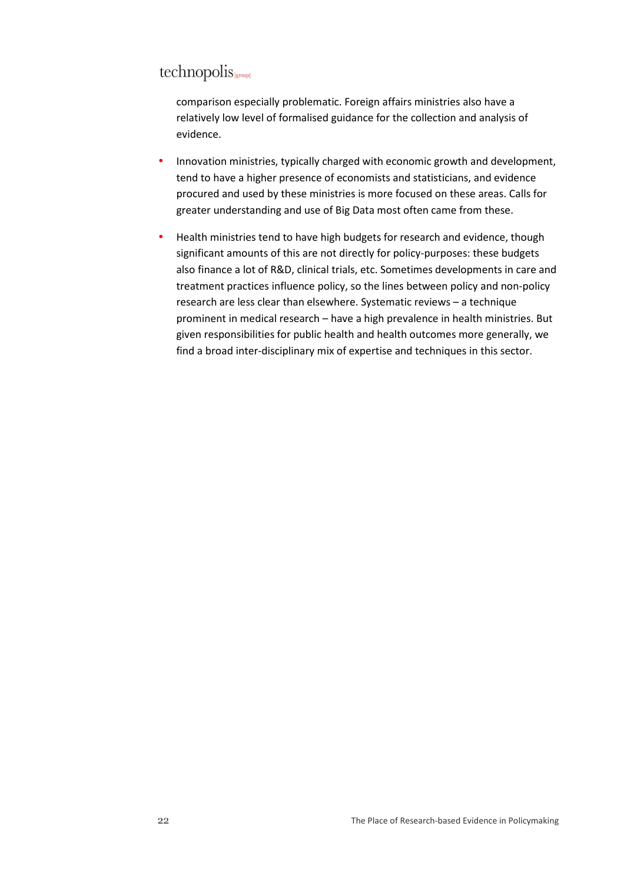comparison especially problematic. Foreign affairs ministries also have a relatively low level of formalised guidance for the collection and analysis of evidence.

- Innovation ministries, typically charged with economic growth and development, tend to have a higher presence of economists and statisticians, and evidence procured and used by these ministries is more focused on these areas. Calls for greater understanding and use of Big Data most often came from these.
- Health ministries tend to have high budgets for research and evidence, though significant amounts of this are not directly for policy-purposes: these budgets also finance a lot of R&D, clinical trials, etc. Sometimes developments in care and treatment practices influence policy, so the lines between policy and non-policy research are less clear than elsewhere. Systematic reviews – a technique prominent in medical research – have a high prevalence in health ministries. But given responsibilities for public health and health outcomes more generally, we find a broad inter-disciplinary mix of expertise and techniques in this sector.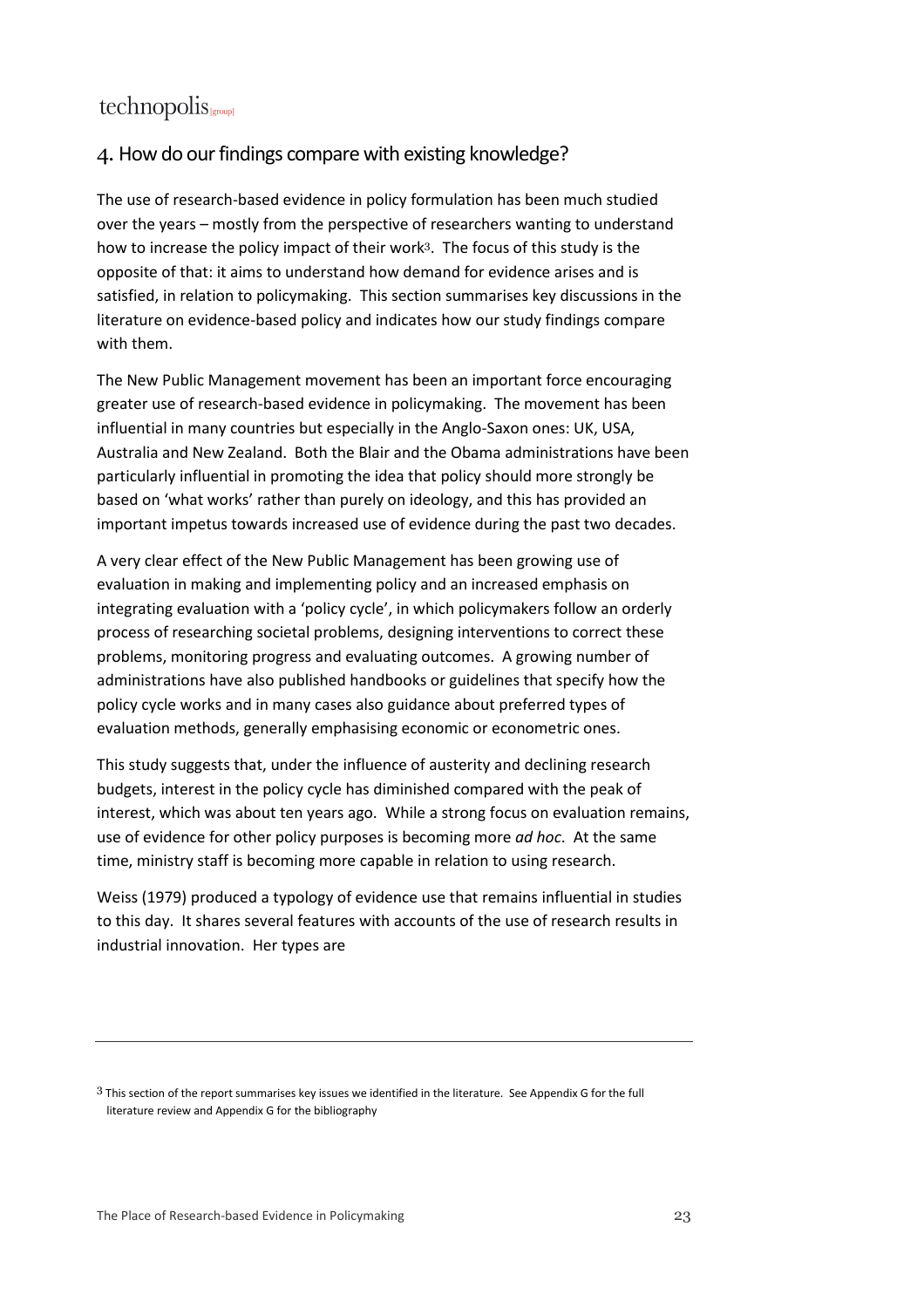## 4. How do our findings compare with existing knowledge?

The use of research-based evidence in policy formulation has been much studied over the years – mostly from the perspective of researchers wanting to understand how to increase the policy impact of their work[3]. The focus of this study is the opposite of that: it aims to understand how demand for evidence arises and is satisfied, in relation to policymaking. This section summarises key discussions in the literature on evidence-based policy and indicates how our study findings compare with them.

The New Public Management movement has been an important force encouraging greater use of research-based evidence in policymaking. The movement has been influential in many countries but especially in the Anglo-Saxon ones: UK, USA, Australia and New Zealand. Both the Blair and the Obama administrations have been particularly influential in promoting the idea that policy should more strongly be based on 'what works' rather than purely on ideology, and this has provided an important impetus towards increased use of evidence during the past two decades.

A very clear effect of the New Public Management has been growing use of evaluation in making and implementing policy and an increased emphasis on integrating evaluation with a 'policy cycle', in which policymakers follow an orderly process of researching societal problems, designing interventions to correct these problems, monitoring progress and evaluating outcomes. A growing number of administrations have also published handbooks or guidelines that specify how the policy cycle works and in many cases also guidance about preferred types of evaluation methods, generally emphasising economic or econometric ones.

This study suggests that, under the influence of austerity and declining research budgets, interest in the policy cycle has diminished compared with the peak of interest, which was about ten years ago. While a strong focus on evaluation remains, use of evidence for other policy purposes is becoming more *ad hoc*. At the same time, ministry staff is becoming more capable in relation to using research.

Weiss (1979) produced a typology of evidence use that remains influential in studies to this day. It shares several features with accounts of the use of research results in industrial innovation. Her types are

[3] This section of the report summarises key issues we identified in the literature. See Appendix G for the full literature review and Appendix G for the bibliography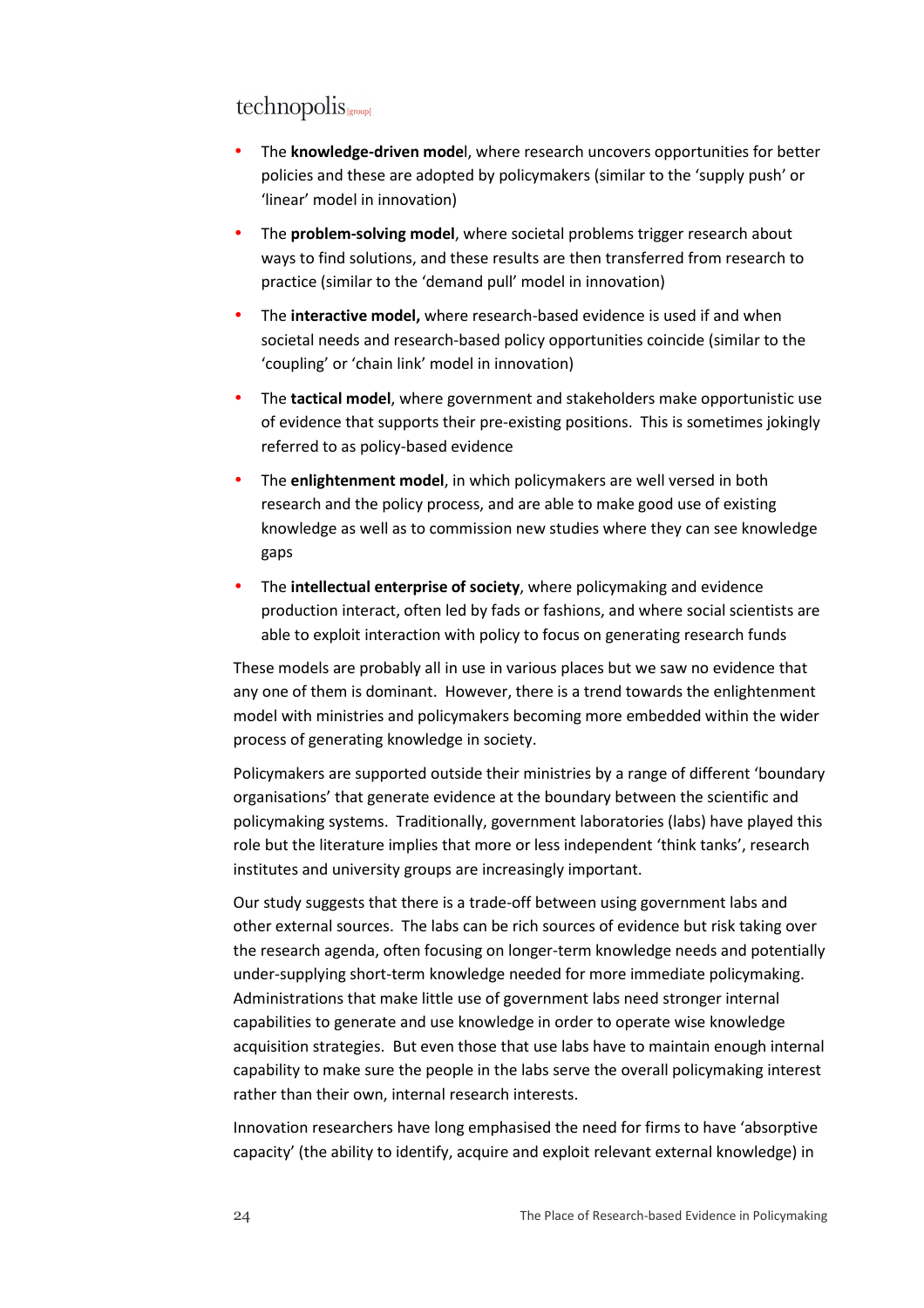- The **knowledge-driven mode**l, where research uncovers opportunities for better policies and these are adopted by policymakers (similar to the 'supply push' or 'linear' model in innovation)
- The **problem-solving model**, where societal problems trigger research about ways to find solutions, and these results are then transferred from research to practice (similar to the 'demand pull' model in innovation)
- The **interactive model,** where research-based evidence is used if and when societal needs and research-based policy opportunities coincide (similar to the 'coupling' or 'chain link' model in innovation)
- The **tactical model**, where government and stakeholders make opportunistic use of evidence that supports their pre-existing positions. This is sometimes jokingly referred to as policy-based evidence
- The **enlightenment model**, in which policymakers are well versed in both research and the policy process, and are able to make good use of existing knowledge as well as to commission new studies where they can see knowledge gaps
- The **intellectual enterprise of society**, where policymaking and evidence production interact, often led by fads or fashions, and where social scientists are able to exploit interaction with policy to focus on generating research funds

These models are probably all in use in various places but we saw no evidence that any one of them is dominant. However, there is a trend towards the enlightenment model with ministries and policymakers becoming more embedded within the wider process of generating knowledge in society.

Policymakers are supported outside their ministries by a range of different 'boundary organisations' that generate evidence at the boundary between the scientific and policymaking systems. Traditionally, government laboratories (labs) have played this role but the literature implies that more or less independent 'think tanks', research institutes and university groups are increasingly important.

Our study suggests that there is a trade-off between using government labs and other external sources. The labs can be rich sources of evidence but risk taking over the research agenda, often focusing on longer-term knowledge needs and potentially under-supplying short-term knowledge needed for more immediate policymaking. Administrations that make little use of government labs need stronger internal capabilities to generate and use knowledge in order to operate wise knowledge acquisition strategies. But even those that use labs have to maintain enough internal capability to make sure the people in the labs serve the overall policymaking interest rather than their own, internal research interests.

Innovation researchers have long emphasised the need for firms to have 'absorptive capacity' (the ability to identify, acquire and exploit relevant external knowledge) in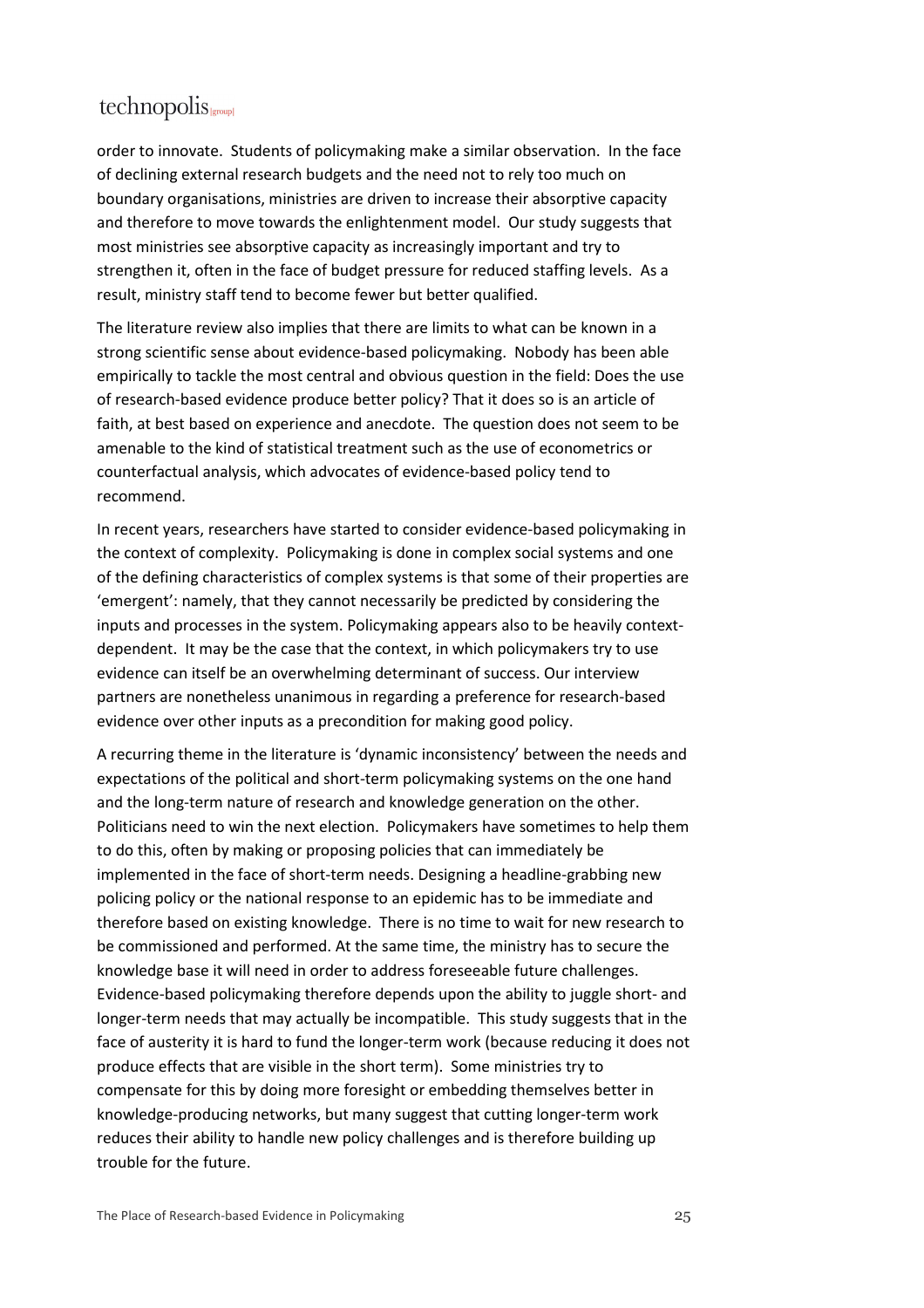order to innovate. Students of policymaking make a similar observation. In the face of declining external research budgets and the need not to rely too much on boundary organisations, ministries are driven to increase their absorptive capacity and therefore to move towards the enlightenment model. Our study suggests that most ministries see absorptive capacity as increasingly important and try to strengthen it, often in the face of budget pressure for reduced staffing levels. As a result, ministry staff tend to become fewer but better qualified.

The literature review also implies that there are limits to what can be known in a strong scientific sense about evidence-based policymaking. Nobody has been able empirically to tackle the most central and obvious question in the field: Does the use of research-based evidence produce better policy? That it does so is an article of faith, at best based on experience and anecdote. The question does not seem to be amenable to the kind of statistical treatment such as the use of econometrics or counterfactual analysis, which advocates of evidence-based policy tend to recommend.

In recent years, researchers have started to consider evidence-based policymaking in the context of complexity. Policymaking is done in complex social systems and one of the defining characteristics of complex systems is that some of their properties are 'emergent': namely, that they cannot necessarily be predicted by considering the inputs and processes in the system. Policymaking appears also to be heavily context-dependent. It may be the case that the context, in which policymakers try to use evidence can itself be an overwhelming determinant of success. Our interview partners are nonetheless unanimous in regarding a preference for research-based evidence over other inputs as a precondition for making good policy.

A recurring theme in the literature is 'dynamic inconsistency' between the needs and expectations of the political and short-term policymaking systems on the one hand and the long-term nature of research and knowledge generation on the other. Politicians need to win the next election. Policymakers have sometimes to help them to do this, often by making or proposing policies that can immediately be implemented in the face of short-term needs. Designing a headline-grabbing new policing policy or the national response to an epidemic has to be immediate and therefore based on existing knowledge. There is no time to wait for new research to be commissioned and performed. At the same time, the ministry has to secure the knowledge base it will need in order to address foreseeable future challenges. Evidence-based policymaking therefore depends upon the ability to juggle short- and longer-term needs that may actually be incompatible. This study suggests that in the face of austerity it is hard to fund the longer-term work (because reducing it does not produce effects that are visible in the short term). Some ministries try to compensate for this by doing more foresight or embedding themselves better in knowledge-producing networks, but many suggest that cutting longer-term work reduces their ability to handle new policy challenges and is therefore building up trouble for the future.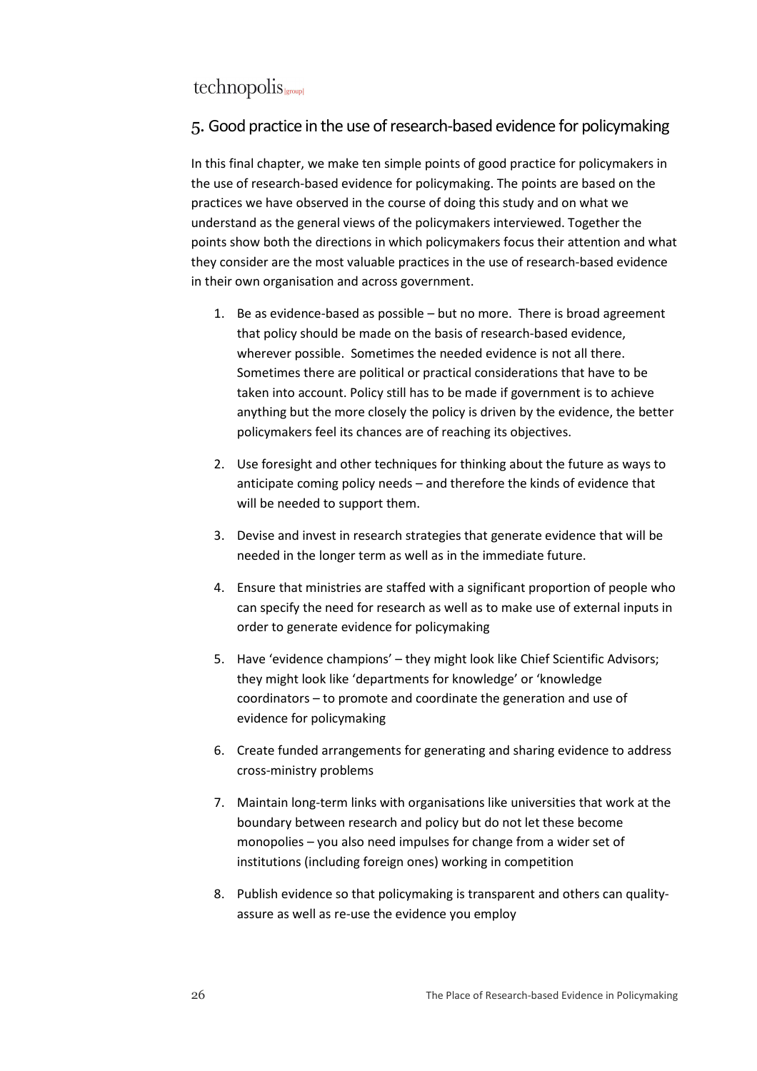# 5. Good practice in the use of research-based evidence for policymaking

In this final chapter, we make ten simple points of good practice for policymakers in the use of research-based evidence for policymaking. The points are based on the practices we have observed in the course of doing this study and on what we understand as the general views of the policymakers interviewed. Together the points show both the directions in which policymakers focus their attention and what they consider are the most valuable practices in the use of research-based evidence in their own organisation and across government.

1. Be as evidence-based as possible – but no more. There is broad agreement that policy should be made on the basis of research-based evidence, wherever possible. Sometimes the needed evidence is not all there. Sometimes there are political or practical considerations that have to be taken into account. Policy still has to be made if government is to achieve anything but the more closely the policy is driven by the evidence, the better policymakers feel its chances are of reaching its objectives.

2. Use foresight and other techniques for thinking about the future as ways to anticipate coming policy needs – and therefore the kinds of evidence that will be needed to support them.

3. Devise and invest in research strategies that generate evidence that will be needed in the longer term as well as in the immediate future.

4. Ensure that ministries are staffed with a significant proportion of people who can specify the need for research as well as to make use of external inputs in order to generate evidence for policymaking

5. Have 'evidence champions' – they might look like Chief Scientific Advisors; they might look like 'departments for knowledge' or 'knowledge coordinators – to promote and coordinate the generation and use of evidence for policymaking

6. Create funded arrangements for generating and sharing evidence to address cross-ministry problems

7. Maintain long-term links with organisations like universities that work at the boundary between research and policy but do not let these become monopolies – you also need impulses for change from a wider set of institutions (including foreign ones) working in competition

8. Publish evidence so that policymaking is transparent and others can quality-assure as well as re-use the evidence you employ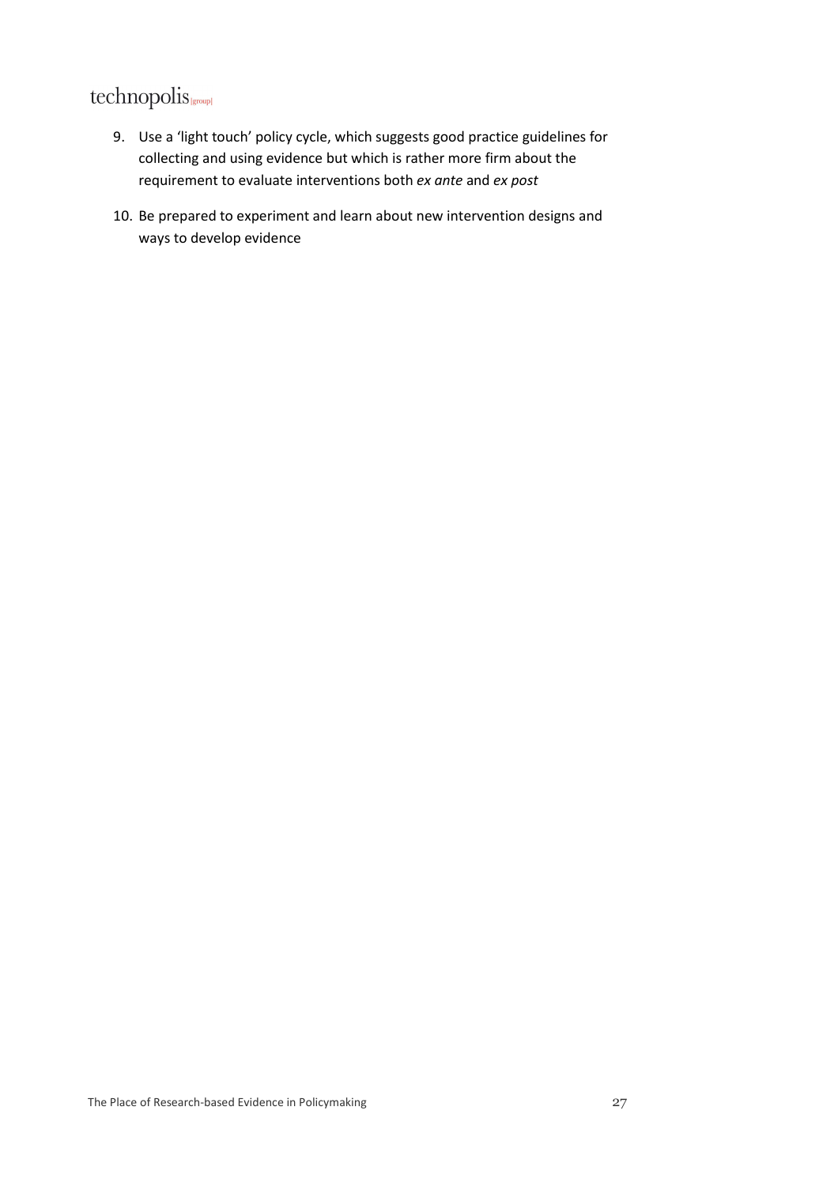9. Use a 'light touch' policy cycle, which suggests good practice guidelines for collecting and using evidence but which is rather more firm about the requirement to evaluate interventions both *ex ante* and *ex post*

10. Be prepared to experiment and learn about new intervention designs and ways to develop evidence